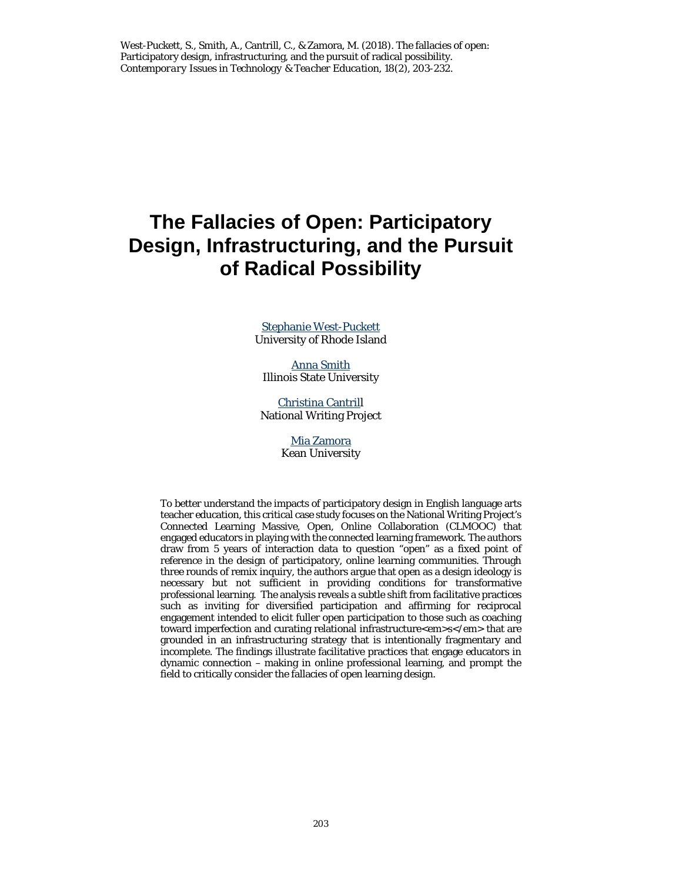West-Puckett, S., Smith, A., Cantrill, C., & Zamora, M. (2018). The fallacies of open: Participatory design, infrastructuring, and the pursuit of radical possibility. *Contemporary Issues in Technology & Teacher Education, 18*(2), 203-232.

# The Fallacies of Open: Participatory Design, Infrastructuring, and the Pursuit of Radical Possibility

[Stephanie West-Puckett](#)
University of Rhode Island

[Anna Smith](#)
Illinois State University

[Christina Cantrill](#)
National Writing Project

[Mia Zamora](#)
Kean University

To better understand the impacts of participatory design in English language arts teacher education, this critical case study focuses on the National Writing Project's Connected Learning Massive, Open, Online Collaboration (CLMOOC) that engaged educators in playing with the connected learning framework. The authors draw from 5 years of interaction data to question "open" as a fixed point of reference in the design of participatory, online learning communities. Through three rounds of remix inquiry, the authors argue that open as a design ideology is necessary but not sufficient in providing conditions for transformative professional learning. The analysis reveals a subtle shift from facilitative practices such as inviting for diversified participation and affirming for reciprocal engagement intended to elicit fuller open participation to those such as coaching toward imperfection and curating relational infrastructure<em>s</em> that are grounded in an infrastructuring strategy that is intentionally fragmentary and incomplete. The findings illustrate facilitative practices that engage educators in dynamic connection – making in online professional learning, and prompt the field to critically consider the fallacies of open learning design.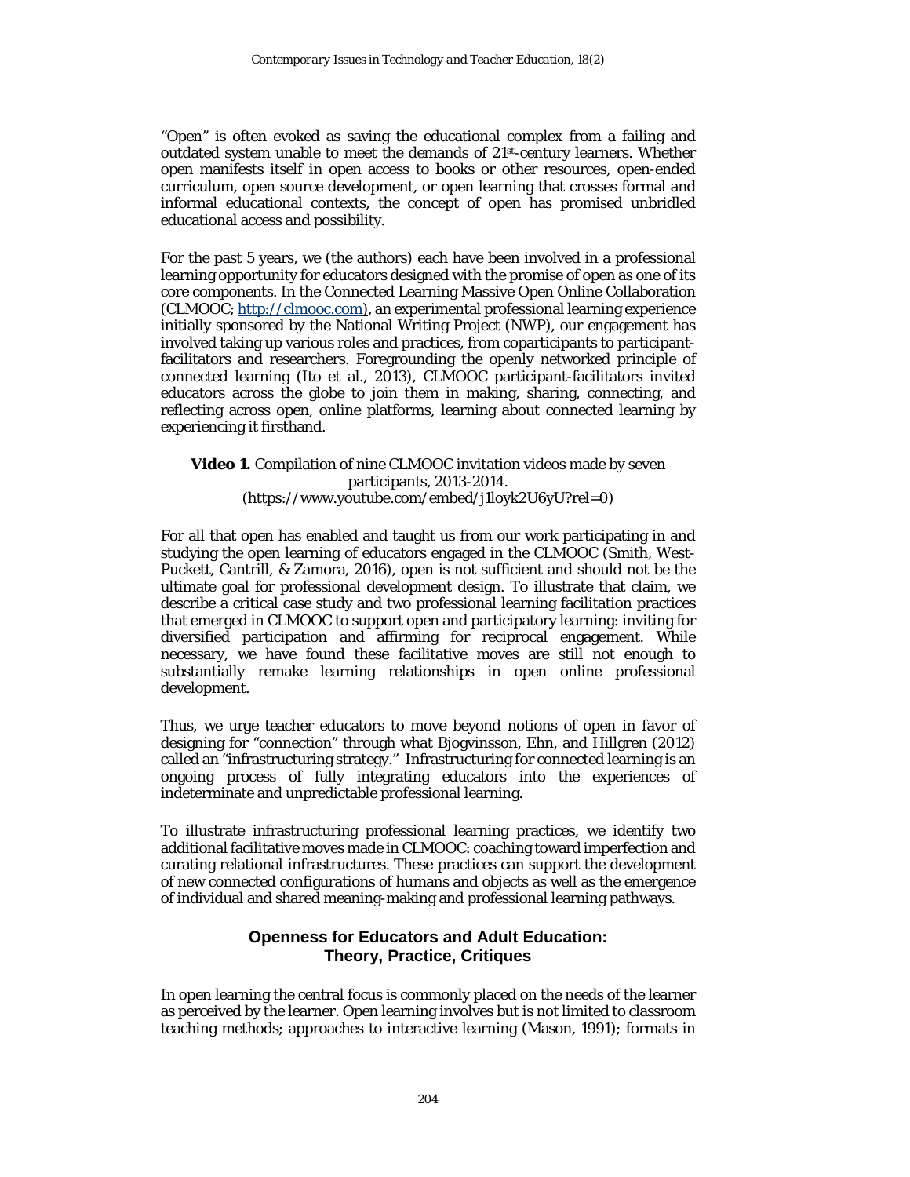"Open" is often evoked as saving the educational complex from a failing and outdated system unable to meet the demands of 21st-century learners. Whether open manifests itself in open access to books or other resources, open-ended curriculum, open source development, or open learning that crosses formal and informal educational contexts, the concept of open has promised unbridled educational access and possibility.

For the past 5 years, we (the authors) each have been involved in a professional learning opportunity for educators designed with the promise of open as one of its core components. In the Connected Learning Massive Open Online Collaboration (CLMOOC; http://clmooc.com), an experimental professional learning experience initially sponsored by the National Writing Project (NWP), our engagement has involved taking up various roles and practices, from coparticipants to participant-facilitators and researchers. Foregrounding the openly networked principle of connected learning (Ito et al., 2013), CLMOOC participant-facilitators invited educators across the globe to join them in making, sharing, connecting, and reflecting across open, online platforms, learning about connected learning by experiencing it firsthand.

**Video 1.** Compilation of nine CLMOOC invitation videos made by seven participants, 2013-2014.
(https://www.youtube.com/embed/j1loyk2U6yU?rel=0)

For all that open has enabled and taught us from our work participating in and studying the open learning of educators engaged in the CLMOOC (Smith, West-Puckett, Cantrill, & Zamora, 2016), open is not sufficient and should not be the ultimate goal for professional development design. To illustrate that claim, we describe a critical case study and two professional learning facilitation practices that emerged in CLMOOC to support open and participatory learning: inviting for diversified participation and affirming for reciprocal engagement. While necessary, we have found these facilitative moves are still not enough to substantially remake learning relationships in open online professional development.

Thus, we urge teacher educators to move beyond notions of open in favor of designing for "connection" through what Bjogvinsson, Ehn, and Hillgren (2012) called an "infrastructuring strategy." Infrastructuring for connected learning is an ongoing process of fully integrating educators into the experiences of indeterminate and unpredictable professional learning.

To illustrate infrastructuring professional learning practices, we identify two additional facilitative moves made in CLMOOC: coaching toward imperfection and curating relational infrastructures. These practices can support the development of new connected configurations of humans and objects as well as the emergence of individual and shared meaning-making and professional learning pathways.

## Openness for Educators and Adult Education: Theory, Practice, Critiques

In open learning the central focus is commonly placed on the needs of the learner as perceived by the learner. Open learning involves but is not limited to classroom teaching methods; approaches to interactive learning (Mason, 1991); formats in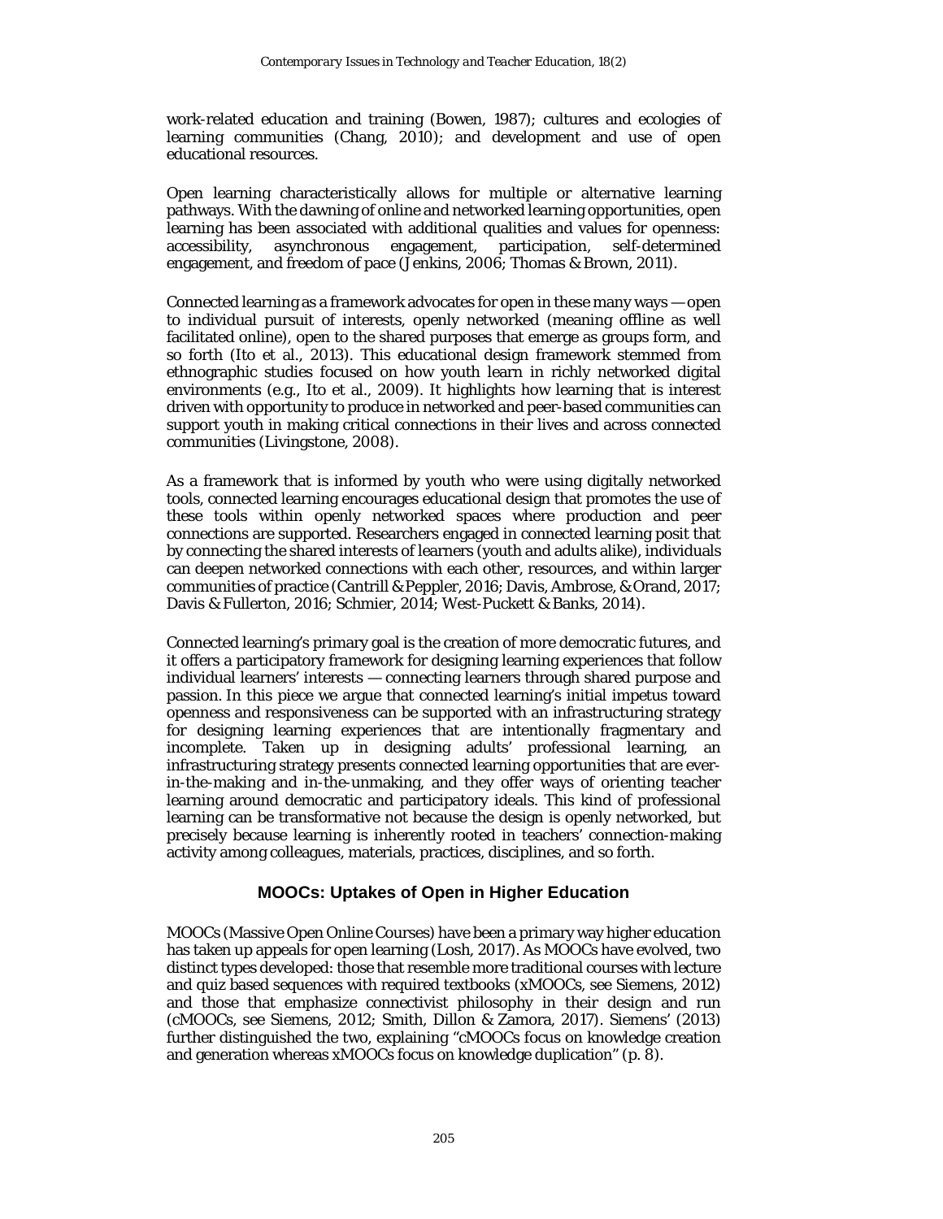work-related education and training (Bowen, 1987); cultures and ecologies of learning communities (Chang, 2010); and development and use of open educational resources.

Open learning characteristically allows for multiple or alternative learning pathways. With the dawning of online and networked learning opportunities, open learning has been associated with additional qualities and values for openness: accessibility, asynchronous engagement, participation, self-determined engagement, and freedom of pace (Jenkins, 2006; Thomas & Brown, 2011).

Connected learning as a framework advocates for open in these many ways — open to individual pursuit of interests, openly networked (meaning offline as well facilitated online), open to the shared purposes that emerge as groups form, and so forth (Ito et al., 2013). This educational design framework stemmed from ethnographic studies focused on how youth learn in richly networked digital environments (e.g., Ito et al., 2009). It highlights how learning that is interest driven with opportunity to produce in networked and peer-based communities can support youth in making critical connections in their lives and across connected communities (Livingstone, 2008).

As a framework that is informed by youth who were using digitally networked tools, connected learning encourages educational design that promotes the use of these tools within openly networked spaces where production and peer connections are supported. Researchers engaged in connected learning posit that by connecting the shared interests of learners (youth and adults alike), individuals can deepen networked connections with each other, resources, and within larger communities of practice (Cantrill & Peppler, 2016; Davis, Ambrose, & Orand, 2017; Davis & Fullerton, 2016; Schmier, 2014; West-Puckett & Banks, 2014).

Connected learning's primary goal is the creation of more democratic futures, and it offers a participatory framework for designing learning experiences that follow individual learners' interests — connecting learners through shared purpose and passion. In this piece we argue that connected learning's initial impetus toward openness and responsiveness can be supported with an infrastructuring strategy for designing learning experiences that are intentionally fragmentary and incomplete. Taken up in designing adults' professional learning, an infrastructuring strategy presents connected learning opportunities that are ever-in-the-making and in-the-unmaking, and they offer ways of orienting teacher learning around democratic and participatory ideals. This kind of professional learning can be transformative not because the design is openly networked, but precisely because learning is inherently rooted in teachers' connection-making activity among colleagues, materials, practices, disciplines, and so forth.

## MOOCs: Uptakes of Open in Higher Education

MOOCs (Massive Open Online Courses) have been a primary way higher education has taken up appeals for open learning (Losh, 2017). As MOOCs have evolved, two distinct types developed: those that resemble more traditional courses with lecture and quiz based sequences with required textbooks (xMOOCs, see Siemens, 2012) and those that emphasize connectivist philosophy in their design and run (cMOOCs, see Siemens, 2012; Smith, Dillon & Zamora, 2017). Siemens' (2013) further distinguished the two, explaining "cMOOCs focus on knowledge creation and generation whereas xMOOCs focus on knowledge duplication" (p. 8).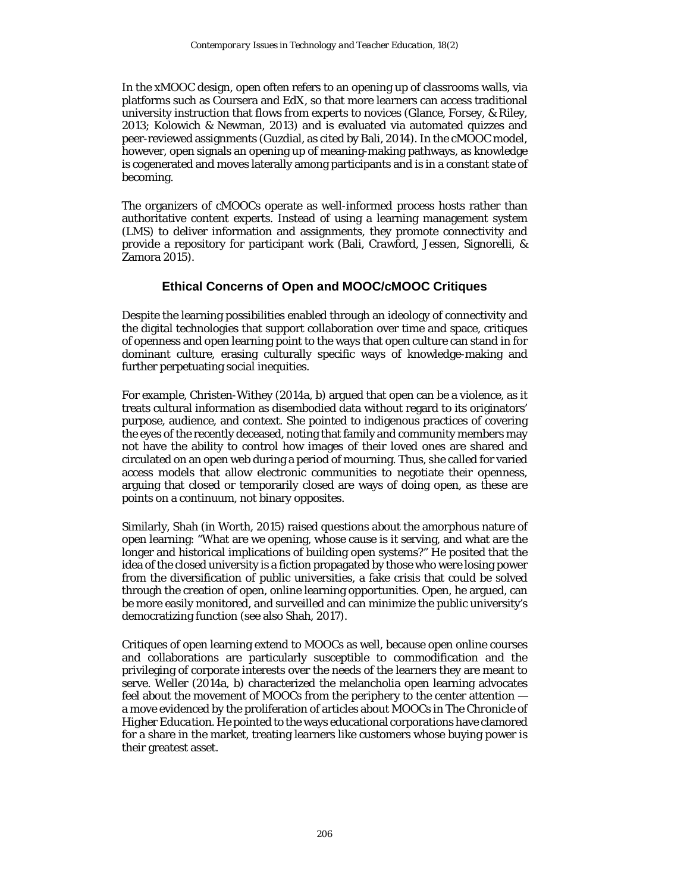In the xMOOC design, open often refers to an opening up of classrooms walls, via platforms such as Coursera and EdX, so that more learners can access traditional university instruction that flows from experts to novices (Glance, Forsey, & Riley, 2013; Kolowich & Newman, 2013) and is evaluated via automated quizzes and peer-reviewed assignments (Guzdial, as cited by Bali, 2014). In the cMOOC model, however, open signals an opening up of meaning-making pathways, as knowledge is cogenerated and moves laterally among participants and is in a constant state of becoming.

The organizers of cMOOCs operate as well-informed process hosts rather than authoritative content experts. Instead of using a learning management system (LMS) to deliver information and assignments, they promote connectivity and provide a repository for participant work (Bali, Crawford, Jessen, Signorelli, & Zamora 2015).

## Ethical Concerns of Open and MOOC/cMOOC Critiques

Despite the learning possibilities enabled through an ideology of connectivity and the digital technologies that support collaboration over time and space, critiques of openness and open learning point to the ways that open culture can stand in for dominant culture, erasing culturally specific ways of knowledge-making and further perpetuating social inequities.

For example, Christen-Withey (2014a, b) argued that open can be a violence, as it treats cultural information as disembodied data without regard to its originators' purpose, audience, and context. She pointed to indigenous practices of covering the eyes of the recently deceased, noting that family and community members may not have the ability to control how images of their loved ones are shared and circulated on an open web during a period of mourning. Thus, she called for varied access models that allow electronic communities to negotiate their openness, arguing that closed or temporarily closed are ways of doing open, as these are points on a continuum, not binary opposites.

Similarly, Shah (in Worth, 2015) raised questions about the amorphous nature of open learning: "What are we opening, whose cause is it serving, and what are the longer and historical implications of building open systems?" He posited that the idea of the closed university is a fiction propagated by those who were losing power from the diversification of public universities, a fake crisis that could be solved through the creation of open, online learning opportunities. Open, he argued, can be more easily monitored, and surveilled and can minimize the public university's democratizing function (see also Shah, 2017).

Critiques of open learning extend to MOOCs as well, because open online courses and collaborations are particularly susceptible to commodification and the privileging of corporate interests over the needs of the learners they are meant to serve. Weller (2014a, b) characterized the melancholia open learning advocates feel about the movement of MOOCs from the periphery to the center attention — a move evidenced by the proliferation of articles about MOOCs in *The Chronicle of Higher Education*. He pointed to the ways educational corporations have clamored for a share in the market, treating learners like customers whose buying power is their greatest asset.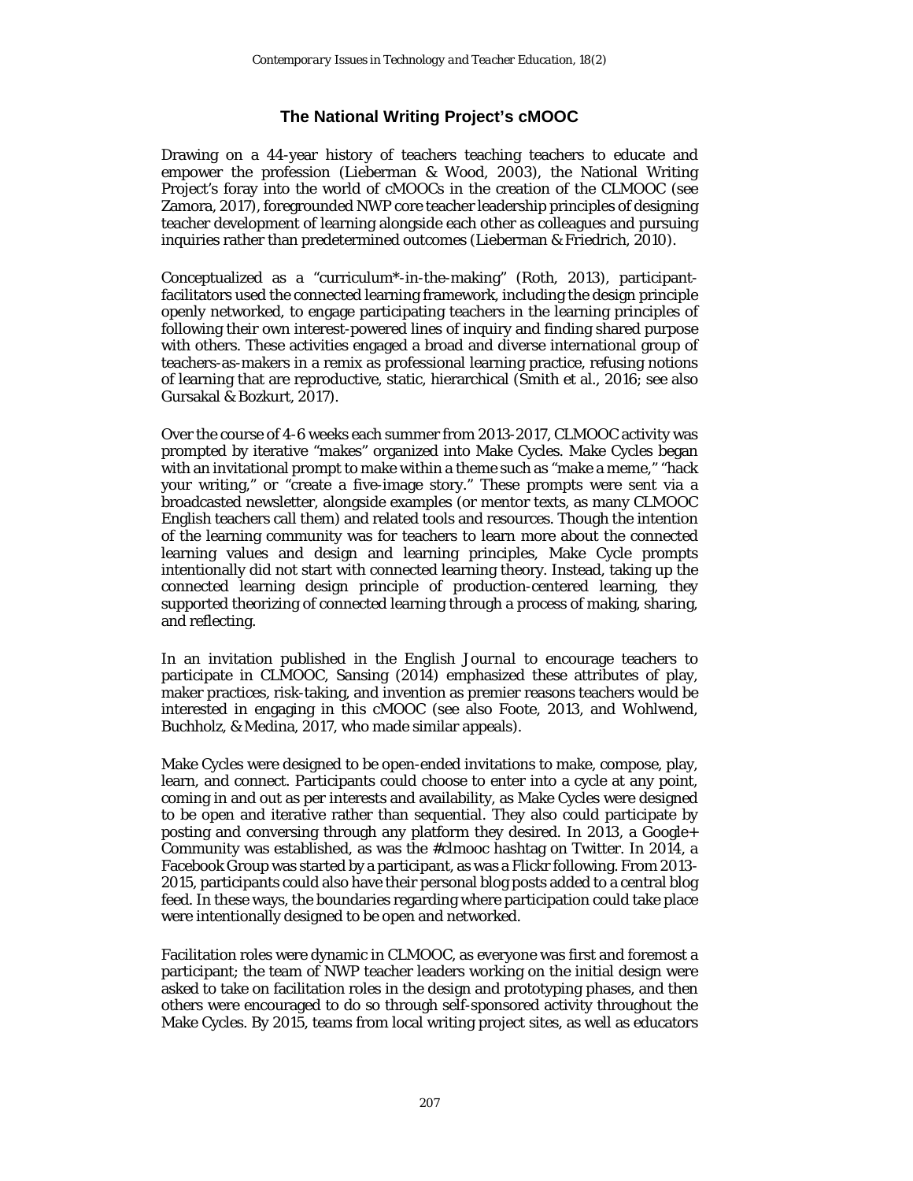## The National Writing Project's cMOOC

Drawing on a 44-year history of teachers teaching teachers to educate and empower the profession (Lieberman & Wood, 2003), the National Writing Project's foray into the world of cMOOCs in the creation of the CLMOOC (see Zamora, 2017), foregrounded NWP core teacher leadership principles of designing teacher development of learning alongside each other as colleagues and pursuing inquiries rather than predetermined outcomes (Lieberman & Friedrich, 2010).

Conceptualized as a "curriculum*-in-the-making" (Roth, 2013), participant-facilitators used the connected learning framework, including the design principle openly networked, to engage participating teachers in the learning principles of following their own interest-powered lines of inquiry and finding shared purpose with others. These activities engaged a broad and diverse international group of teachers-as-makers in a remix as professional learning practice, refusing notions of learning that are reproductive, static, hierarchical (Smith et al., 2016; see also Gursakal & Bozkurt, 2017).

Over the course of 4-6 weeks each summer from 2013-2017, CLMOOC activity was prompted by iterative "makes" organized into Make Cycles. Make Cycles began with an invitational prompt to make within a theme such as "make a meme," "hack your writing," or "create a five-image story." These prompts were sent via a broadcasted newsletter, alongside examples (or mentor texts, as many CLMOOC English teachers call them) and related tools and resources. Though the intention of the learning community was for teachers to learn more about the connected learning values and design and learning principles, Make Cycle prompts intentionally did not start with connected learning theory. Instead, taking up the connected learning design principle of production-centered learning, they supported theorizing of connected learning through a process of making, sharing, and reflecting.

In an invitation published in the English Journal to encourage teachers to participate in CLMOOC, Sansing (2014) emphasized these attributes of play, maker practices, risk-taking, and invention as premier reasons teachers would be interested in engaging in this cMOOC (see also Foote, 2013, and Wohlwend, Buchholz, & Medina, 2017, who made similar appeals).

Make Cycles were designed to be open-ended invitations to make, compose, play, learn, and connect. Participants could choose to enter into a cycle at any point, coming in and out as per interests and availability, as Make Cycles were designed to be open and iterative rather than sequential. They also could participate by posting and conversing through any platform they desired. In 2013, a Google+ Community was established, as was the #clmooc hashtag on Twitter. In 2014, a Facebook Group was started by a participant, as was a Flickr following. From 2013-2015, participants could also have their personal blog posts added to a central blog feed. In these ways, the boundaries regarding where participation could take place were intentionally designed to be open and networked.

Facilitation roles were dynamic in CLMOOC, as everyone was first and foremost a participant; the team of NWP teacher leaders working on the initial design were asked to take on facilitation roles in the design and prototyping phases, and then others were encouraged to do so through self-sponsored activity throughout the Make Cycles. By 2015, teams from local writing project sites, as well as educators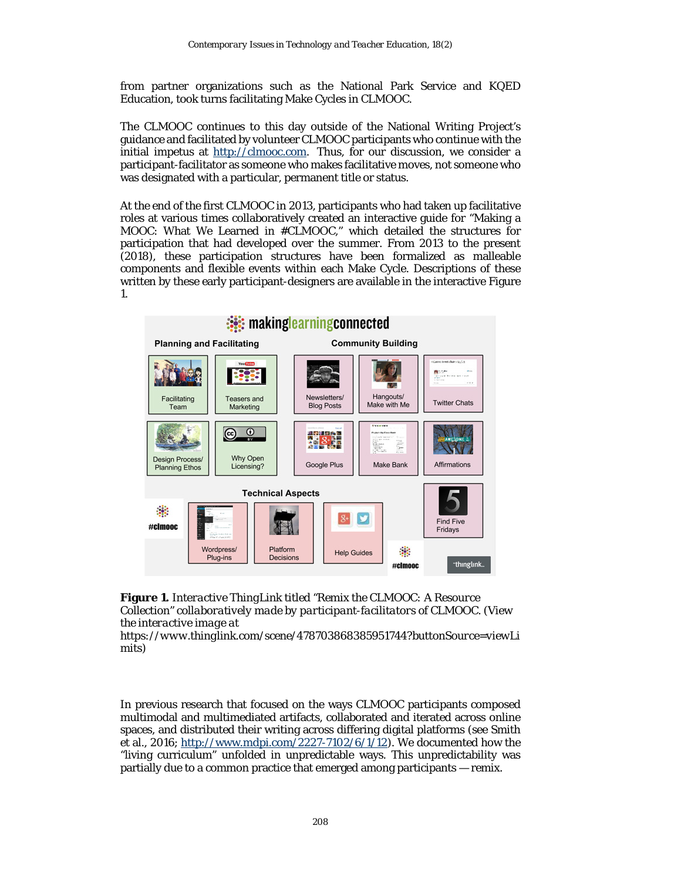from partner organizations such as the National Park Service and KQED Education, took turns facilitating Make Cycles in CLMOOC.

The CLMOOC continues to this day outside of the National Writing Project's guidance and facilitated by volunteer CLMOOC participants who continue with the initial impetus at http://clmooc.com. Thus, for our discussion, we consider a participant-facilitator as someone who makes facilitative moves, not someone who was designated with a particular, permanent title or status.

At the end of the first CLMOOC in 2013, participants who had taken up facilitative roles at various times collaboratively created an interactive guide for "Making a MOOC: What We Learned in #CLMOOC," which detailed the structures for participation that had developed over the summer. From 2013 to the present (2018), these participation structures have been formalized as malleable components and flexible events within each Make Cycle. Descriptions of these written by these early participant-designers are available in the interactive Figure 1.

**Figure 1.** *Interactive ThingLink titled "Remix the CLMOOC: A Resource Collection" collaboratively made by participant-facilitators of CLMOOC. (View the interactive image at* https://www.thinglink.com/scene/478703868385951744?buttonSource=viewLimits)

In previous research that focused on the ways CLMOOC participants composed multimodal and multimediated artifacts, collaborated and iterated across online spaces, and distributed their writing across differing digital platforms (see Smith et al., 2016; http://www.mdpi.com/2227-7102/6/1/12). We documented how the "living curriculum" unfolded in unpredictable ways. This unpredictability was partially due to a common practice that emerged among participants — remix.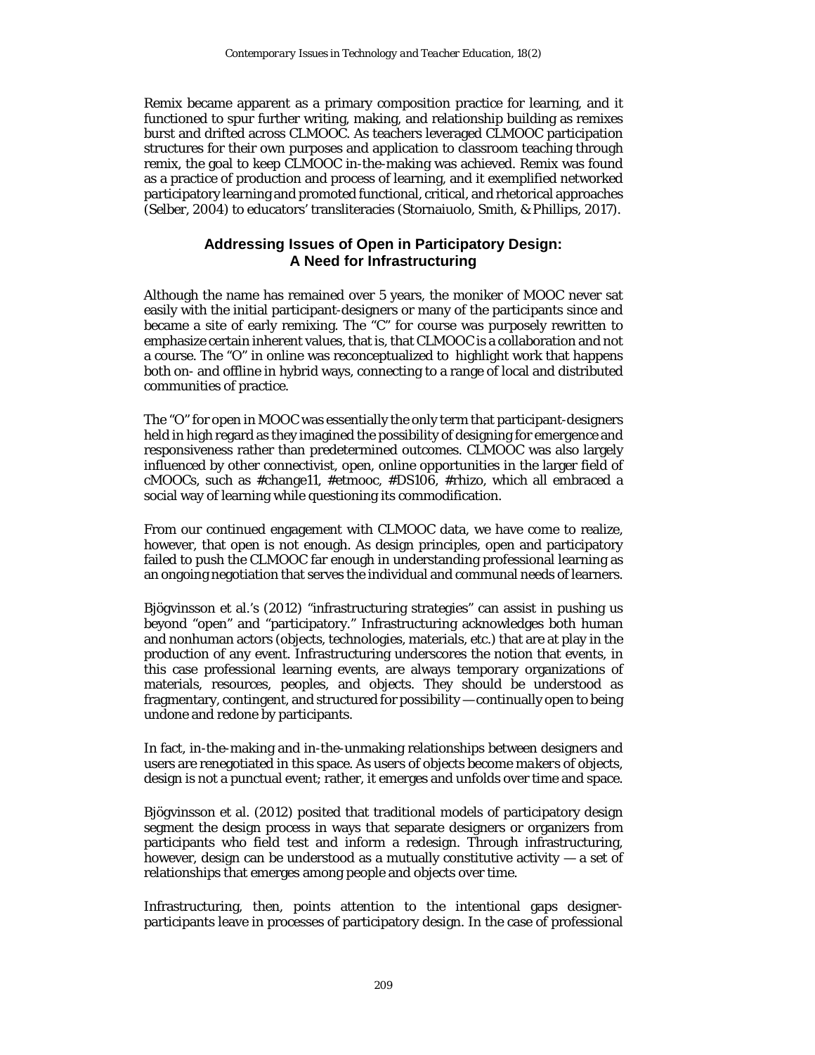Remix became apparent as a primary composition practice for learning, and it functioned to spur further writing, making, and relationship building as remixes burst and drifted across CLMOOC. As teachers leveraged CLMOOC participation structures for their own purposes and application to classroom teaching through remix, the goal to keep CLMOOC in-the-making was achieved. Remix was found as a practice of production and process of learning, and it exemplified networked participatory learning and promoted functional, critical, and rhetorical approaches (Selber, 2004) to educators' transliteracies (Stornaiuolo, Smith, & Phillips, 2017).

## Addressing Issues of Open in Participatory Design: A Need for Infrastructuring

Although the name has remained over 5 years, the moniker of MOOC never sat easily with the initial participant-designers or many of the participants since and became a site of early remixing. The "C" for course was purposely rewritten to emphasize certain inherent values, that is, that CLMOOC is a collaboration and not a course. The "O" in online was reconceptualized to highlight work that happens both on- and offline in hybrid ways, connecting to a range of local and distributed communities of practice.

The "O" for open in MOOC was essentially the only term that participant-designers held in high regard as they imagined the possibility of designing for emergence and responsiveness rather than predetermined outcomes. CLMOOC was also largely influenced by other connectivist, open, online opportunities in the larger field of cMOOCs, such as #change11, #etmooc, #DS106, #rhizo, which all embraced a social way of learning while questioning its commodification.

From our continued engagement with CLMOOC data, we have come to realize, however, that open is not enough. As design principles, open and participatory failed to push the CLMOOC far enough in understanding professional learning as an ongoing negotiation that serves the individual and communal needs of learners.

Bjögvinsson et al.'s (2012) "infrastructuring strategies" can assist in pushing us beyond "open" and "participatory." Infrastructuring acknowledges both human and nonhuman actors (objects, technologies, materials, etc.) that are at play in the production of any event. Infrastructuring underscores the notion that events, in this case professional learning events, are always temporary organizations of materials, resources, peoples, and objects. They should be understood as fragmentary, contingent, and structured for possibility — continually open to being undone and redone by participants.

In fact, in-the-making and in-the-unmaking relationships between designers and users are renegotiated in this space. As users of objects become makers of objects, design is not a punctual event; rather, it emerges and unfolds over time and space.

Bjögvinsson et al. (2012) posited that traditional models of participatory design segment the design process in ways that separate designers or organizers from participants who field test and inform a redesign. Through infrastructuring, however, design can be understood as a mutually constitutive activity — a set of relationships that emerges among people and objects over time.

Infrastructuring, then, points attention to the intentional gaps designer-participants leave in processes of participatory design. In the case of professional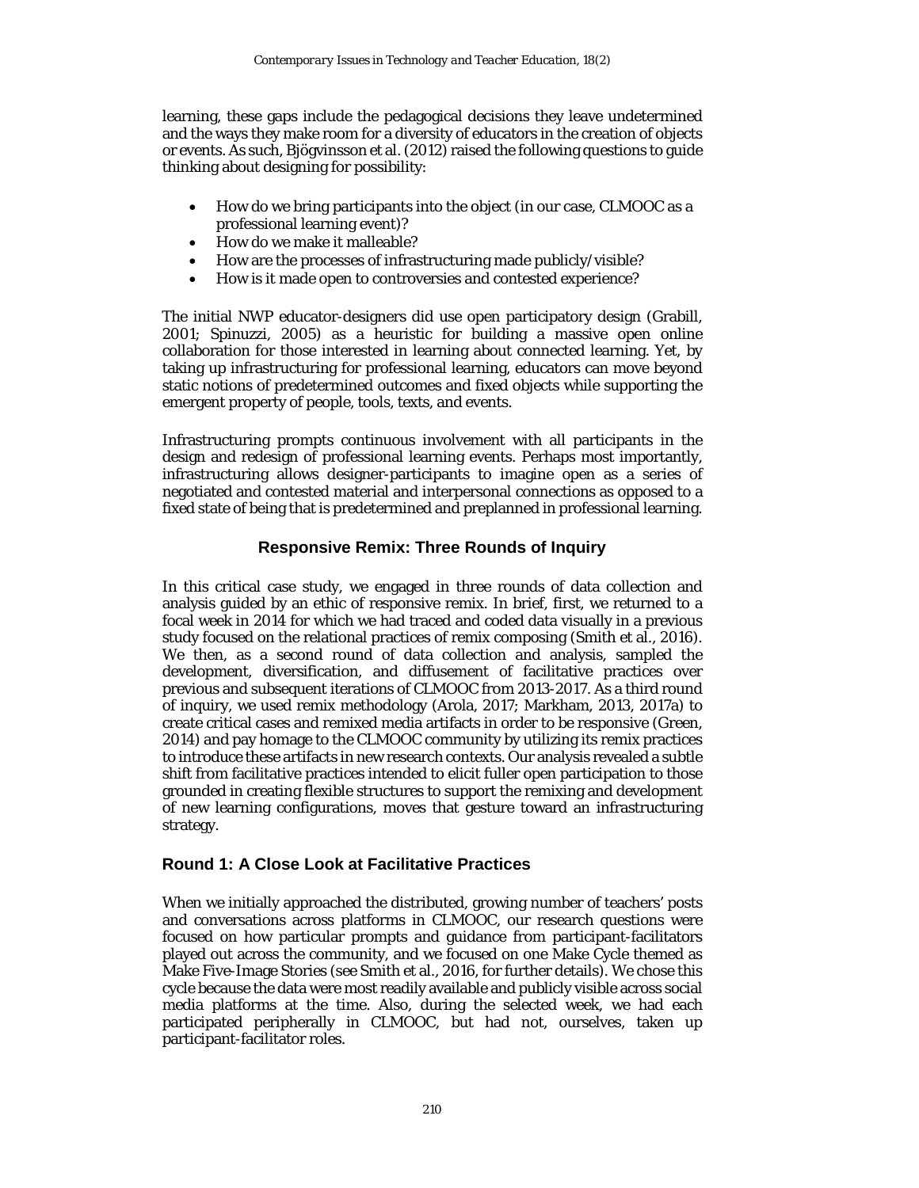learning, these gaps include the pedagogical decisions they leave undetermined and the ways they make room for a diversity of educators in the creation of objects or events. As such, Björgvinsson et al. (2012) raised the following questions to guide thinking about designing for possibility:

- How do we bring participants into the object (in our case, CLMOOC as a professional learning event)?
- How do we make it malleable?
- How are the processes of infrastructuring made publicly/visible?
- How is it made open to controversies and contested experience?

The initial NWP educator-designers did use open participatory design (Grabill, 2001; Spinuzzi, 2005) as a heuristic for building a massive open online collaboration for those interested in learning about connected learning. Yet, by taking up infrastructuring for professional learning, educators can move beyond static notions of predetermined outcomes and fixed objects while supporting the emergent property of people, tools, texts, and events.

Infrastructuring prompts continuous involvement with all participants in the design and redesign of professional learning events. Perhaps most importantly, infrastructuring allows designer-participants to imagine open as a series of negotiated and contested material and interpersonal connections as opposed to a fixed state of being that is predetermined and preplanned in professional learning.

## Responsive Remix: Three Rounds of Inquiry

In this critical case study, we engaged in three rounds of data collection and analysis guided by an ethic of responsive remix. In brief, first, we returned to a focal week in 2014 for which we had traced and coded data visually in a previous study focused on the relational practices of remix composing (Smith et al., 2016). We then, as a second round of data collection and analysis, sampled the development, diversification, and diffusement of facilitative practices over previous and subsequent iterations of CLMOOC from 2013-2017. As a third round of inquiry, we used remix methodology (Arola, 2017; Markham, 2013, 2017a) to create critical cases and remixed media artifacts in order to be responsive (Green, 2014) and pay homage to the CLMOOC community by utilizing its remix practices to introduce these artifacts in new research contexts. Our analysis revealed a subtle shift from facilitative practices intended to elicit fuller open participation to those grounded in creating flexible structures to support the remixing and development of new learning configurations, moves that gesture toward an infrastructuring strategy.

### Round 1: A Close Look at Facilitative Practices

When we initially approached the distributed, growing number of teachers' posts and conversations across platforms in CLMOOC, our research questions were focused on how particular prompts and guidance from participant-facilitators played out across the community, and we focused on one Make Cycle themed as Make Five-Image Stories (see Smith et al., 2016, for further details). We chose this cycle because the data were most readily available and publicly visible across social media platforms at the time. Also, during the selected week, we had each participated peripherally in CLMOOC, but had not, ourselves, taken up participant-facilitator roles.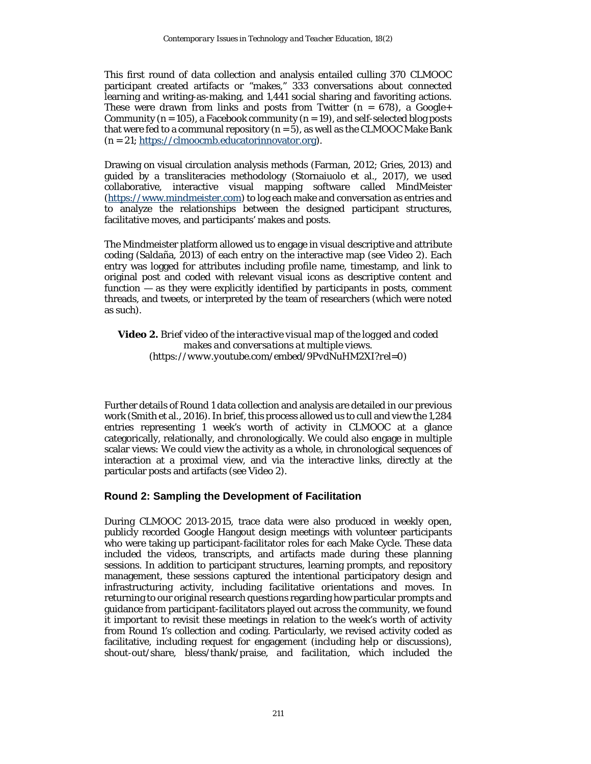This first round of data collection and analysis entailed culling 370 CLMOOC participant created artifacts or "makes," 333 conversations about connected learning and writing-as-making, and 1,441 social sharing and favoriting actions. These were drawn from links and posts from Twitter (n = 678), a Google+ Community (n = 105), a Facebook community (n = 19), and self-selected blog posts that were fed to a communal repository (n = 5), as well as the CLMOOC Make Bank (n = 21; https://clmoocmb.educatorinnovator.org).

Drawing on visual circulation analysis methods (Farman, 2012; Gries, 2013) and guided by a transliteracies methodology (Stornaiuolo et al., 2017), we used collaborative, interactive visual mapping software called MindMeister (https://www.mindmeister.com) to log each make and conversation as entries and to analyze the relationships between the designed participant structures, facilitative moves, and participants' makes and posts.

The Mindmeister platform allowed us to engage in visual descriptive and attribute coding (Saldaña, 2013) of each entry on the interactive map (see Video 2). Each entry was logged for attributes including profile name, timestamp, and link to original post and coded with relevant visual icons as descriptive content and function — as they were explicitly identified by participants in posts, comment threads, and tweets, or interpreted by the team of researchers (which were noted as such).

**Video 2.** *Brief video of the interactive visual map of the logged and coded makes and conversations at multiple views.*
(https://www.youtube.com/embed/9PvdNuHM2XI?rel=0)

Further details of Round 1 data collection and analysis are detailed in our previous work (Smith et al., 2016). In brief, this process allowed us to cull and view the 1,284 entries representing 1 week's worth of activity in CLMOOC at a glance categorically, relationally, and chronologically. We could also engage in multiple scalar views: We could view the activity as a whole, in chronological sequences of interaction at a proximal view, and via the interactive links, directly at the particular posts and artifacts (see Video 2).

## Round 2: Sampling the Development of Facilitation

During CLMOOC 2013-2015, trace data were also produced in weekly open, publicly recorded Google Hangout design meetings with volunteer participants who were taking up participant-facilitator roles for each Make Cycle. These data included the videos, transcripts, and artifacts made during these planning sessions. In addition to participant structures, learning prompts, and repository management, these sessions captured the intentional participatory design and infrastructuring activity, including facilitative orientations and moves. In returning to our original research questions regarding how particular prompts and guidance from participant-facilitators played out across the community, we found it important to revisit these meetings in relation to the week's worth of activity from Round 1's collection and coding. Particularly, we revised activity coded as facilitative, including request for engagement (including help or discussions), shout-out/share, bless/thank/praise, and facilitation, which included the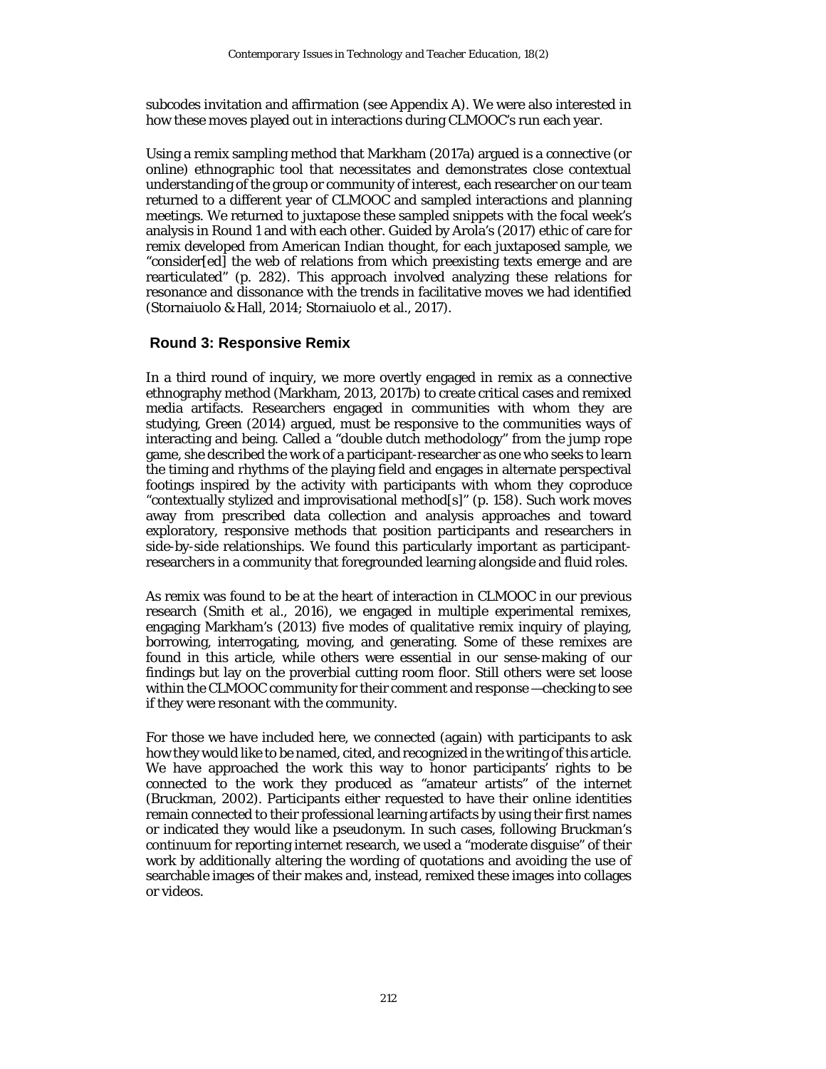subcodes invitation and affirmation (see Appendix A). We were also interested in how these moves played out in interactions during CLMOOC's run each year.

Using a remix sampling method that Markham (2017a) argued is a connective (or online) ethnographic tool that necessitates and demonstrates close contextual understanding of the group or community of interest, each researcher on our team returned to a different year of CLMOOC and sampled interactions and planning meetings. We returned to juxtapose these sampled snippets with the focal week's analysis in Round 1 and with each other. Guided by Arola's (2017) ethic of care for remix developed from American Indian thought, for each juxtaposed sample, we "consider[ed] the web of relations from which preexisting texts emerge and are rearticulated" (p. 282). This approach involved analyzing these relations for resonance and dissonance with the trends in facilitative moves we had identified (Stornaiuolo & Hall, 2014; Stornaiuolo et al., 2017).

## Round 3: Responsive Remix

In a third round of inquiry, we more overtly engaged in remix as a connective ethnography method (Markham, 2013, 2017b) to create critical cases and remixed media artifacts. Researchers engaged in communities with whom they are studying, Green (2014) argued, must be responsive to the communities ways of interacting and being. Called a "double dutch methodology" from the jump rope game, she described the work of a participant-researcher as one who seeks to learn the timing and rhythms of the playing field and engages in alternate perspectival footings inspired by the activity with participants with whom they coproduce "contextually stylized and improvisational method[s]" (p. 158). Such work moves away from prescribed data collection and analysis approaches and toward exploratory, responsive methods that position participants and researchers in side-by-side relationships. We found this particularly important as participant-researchers in a community that foregrounded learning alongside and fluid roles.

As remix was found to be at the heart of interaction in CLMOOC in our previous research (Smith et al., 2016), we engaged in multiple experimental remixes, engaging Markham's (2013) five modes of qualitative remix inquiry of playing, borrowing, interrogating, moving, and generating. Some of these remixes are found in this article, while others were essential in our sense-making of our findings but lay on the proverbial cutting room floor. Still others were set loose within the CLMOOC community for their comment and response —checking to see if they were resonant with the community.

For those we have included here, we connected (again) with participants to ask how they would like to be named, cited, and recognized in the writing of this article. We have approached the work this way to honor participants' rights to be connected to the work they produced as "amateur artists" of the internet (Bruckman, 2002). Participants either requested to have their online identities remain connected to their professional learning artifacts by using their first names or indicated they would like a pseudonym. In such cases, following Bruckman's continuum for reporting internet research, we used a "moderate disguise" of their work by additionally altering the wording of quotations and avoiding the use of searchable images of their makes and, instead, remixed these images into collages or videos.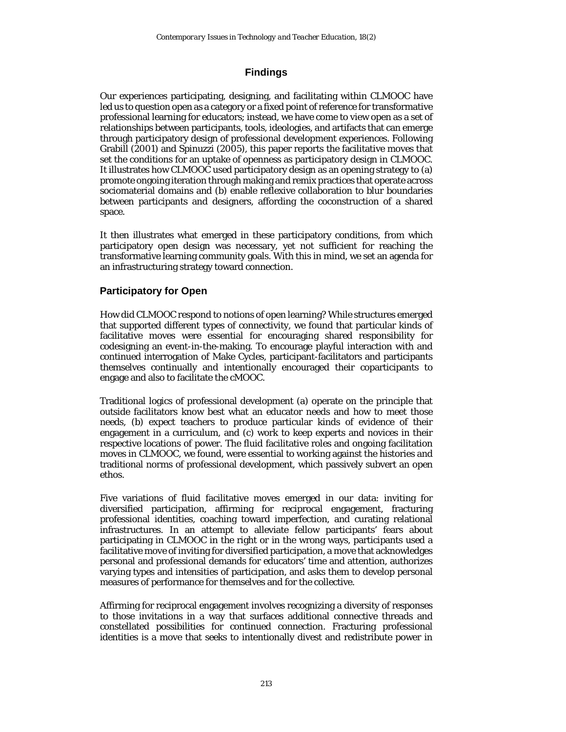## Findings

Our experiences participating, designing, and facilitating within CLMOOC have led us to question open as a category or a fixed point of reference for transformative professional learning for educators; instead, we have come to view open as a set of relationships between participants, tools, ideologies, and artifacts that can emerge through participatory design of professional development experiences. Following Grabill (2001) and Spinuzzi (2005), this paper reports the facilitative moves that set the conditions for an uptake of openness as participatory design in CLMOOC. It illustrates how CLMOOC used participatory design as an opening strategy to (a) promote ongoing iteration through making and remix practices that operate across sociomaterial domains and (b) enable reflexive collaboration to blur boundaries between participants and designers, affording the coconstruction of a shared space.

It then illustrates what emerged in these participatory conditions, from which participatory open design was necessary, yet not sufficient for reaching the transformative learning community goals. With this in mind, we set an agenda for an infrastructuring strategy toward connection.

### Participatory for Open

How did CLMOOC respond to notions of open learning? While structures emerged that supported different types of connectivity, we found that particular kinds of facilitative moves were essential for encouraging shared responsibility for codesigning an event-in-the-making. To encourage playful interaction with and continued interrogation of Make Cycles, participant-facilitators and participants themselves continually and intentionally encouraged their coparticipants to engage and also to facilitate the cMOOC.

Traditional logics of professional development (a) operate on the principle that outside facilitators know best what an educator needs and how to meet those needs, (b) expect teachers to produce particular kinds of evidence of their engagement in a curriculum, and (c) work to keep experts and novices in their respective locations of power. The fluid facilitative roles and ongoing facilitation moves in CLMOOC, we found, were essential to working against the histories and traditional norms of professional development, which passively subvert an open ethos.

Five variations of fluid facilitative moves emerged in our data: inviting for diversified participation, affirming for reciprocal engagement, fracturing professional identities, coaching toward imperfection, and curating relational infrastructures. In an attempt to alleviate fellow participants' fears about participating in CLMOOC in the right or in the wrong ways, participants used a facilitative move of inviting for diversified participation, a move that acknowledges personal and professional demands for educators' time and attention, authorizes varying types and intensities of participation, and asks them to develop personal measures of performance for themselves and for the collective.

Affirming for reciprocal engagement involves recognizing a diversity of responses to those invitations in a way that surfaces additional connective threads and constellated possibilities for continued connection. Fracturing professional identities is a move that seeks to intentionally divest and redistribute power in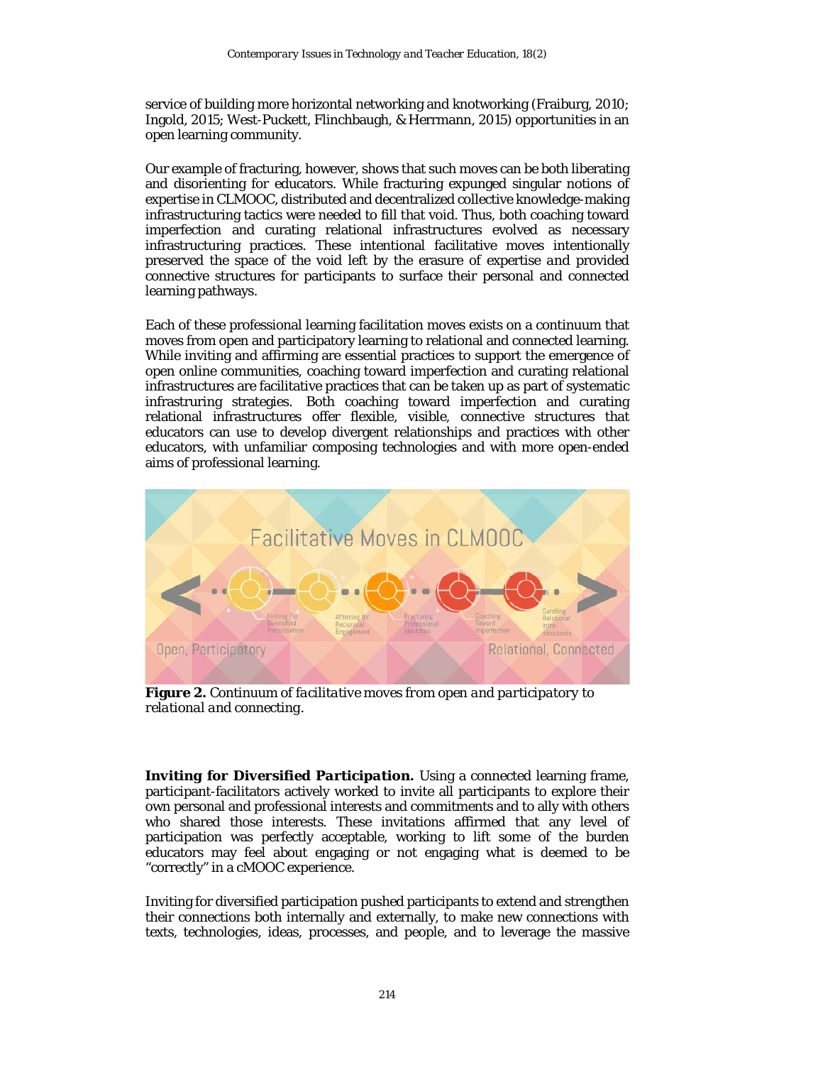service of building more horizontal networking and knotworking (Fraiburg, 2010; Ingold, 2015; West-Puckett, Flinchbaugh, & Herrmann, 2015) opportunities in an open learning community.

Our example of fracturing, however, shows that such moves can be both liberating and disorienting for educators. While fracturing expunged singular notions of expertise in CLMOOC, distributed and decentralized collective knowledge-making infrastructuring tactics were needed to fill that void. Thus, both coaching toward imperfection and curating relational infrastructures evolved as necessary infrastructuring practices. These intentional facilitative moves intentionally preserved the space of the void left by the erasure of expertise and provided connective structures for participants to surface their personal and connected learning pathways.

Each of these professional learning facilitation moves exists on a continuum that moves from open and participatory learning to relational and connected learning. While inviting and affirming are essential practices to support the emergence of open online communities, coaching toward imperfection and curating relational infrastructures are facilitative practices that can be taken up as part of systematic infrastruring strategies. Both coaching toward imperfection and curating relational infrastructures offer flexible, visible, connective structures that educators can use to develop divergent relationships and practices with other educators, with unfamiliar composing technologies and with more open-ended aims of professional learning.

**Figure 2.** *Continuum of facilitative moves from open and participatory to relational and connecting.*

**Inviting for Diversified Participation.** Using a connected learning frame, participant-facilitators actively worked to invite all participants to explore their own personal and professional interests and commitments and to ally with others who shared those interests. These invitations affirmed that any level of participation was perfectly acceptable, working to lift some of the burden educators may feel about engaging or not engaging what is deemed to be "correctly" in a cMOOC experience.

Inviting for diversified participation pushed participants to extend and strengthen their connections both internally and externally, to make new connections with texts, technologies, ideas, processes, and people, and to leverage the massive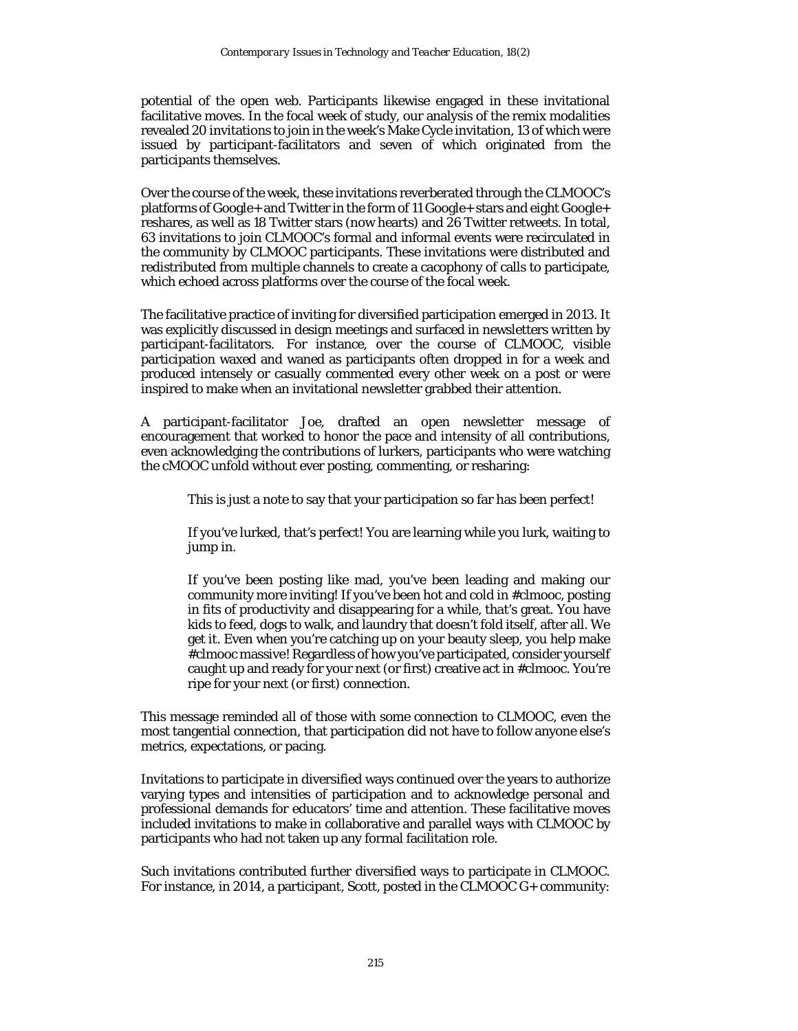potential of the open web. Participants likewise engaged in these invitational facilitative moves. In the focal week of study, our analysis of the remix modalities revealed 20 invitations to join in the week's Make Cycle invitation, 13 of which were issued by participant-facilitators and seven of which originated from the participants themselves.

Over the course of the week, these invitations reverberated through the CLMOOC's platforms of Google+ and Twitter in the form of 11 Google+ stars and eight Google+ reshares, as well as 18 Twitter stars (now hearts) and 26 Twitter retweets. In total, 63 invitations to join CLMOOC's formal and informal events were recirculated in the community by CLMOOC participants. These invitations were distributed and redistributed from multiple channels to create a cacophony of calls to participate, which echoed across platforms over the course of the focal week.

The facilitative practice of inviting for diversified participation emerged in 2013. It was explicitly discussed in design meetings and surfaced in newsletters written by participant-facilitators. For instance, over the course of CLMOOC, visible participation waxed and waned as participants often dropped in for a week and produced intensely or casually commented every other week on a post or were inspired to make when an invitational newsletter grabbed their attention.

A participant-facilitator Joe, drafted an open newsletter message of encouragement that worked to honor the pace and intensity of all contributions, even acknowledging the contributions of lurkers, participants who were watching the cMOOC unfold without ever posting, commenting, or resharing:

> This is just a note to say that your participation so far has been perfect!
>
> If you've lurked, that's perfect! You are learning while you lurk, waiting to jump in.
>
> If you've been posting like mad, you've been leading and making our community more inviting! If you've been hot and cold in #clmooc, posting in fits of productivity and disappearing for a while, that's great. You have kids to feed, dogs to walk, and laundry that doesn't fold itself, after all. We get it. Even when you're catching up on your beauty sleep, you help make #clmooc massive! Regardless of how you've participated, consider yourself caught up and ready for your next (or first) creative act in #clmooc. You're ripe for your next (or first) connection.

This message reminded all of those with some connection to CLMOOC, even the most tangential connection, that participation did not have to follow anyone else's metrics, expectations, or pacing.

Invitations to participate in diversified ways continued over the years to authorize varying types and intensities of participation and to acknowledge personal and professional demands for educators' time and attention. These facilitative moves included invitations to make in collaborative and parallel ways with CLMOOC by participants who had not taken up any formal facilitation role.

Such invitations contributed further diversified ways to participate in CLMOOC. For instance, in 2014, a participant, Scott, posted in the CLMOOC G+ community: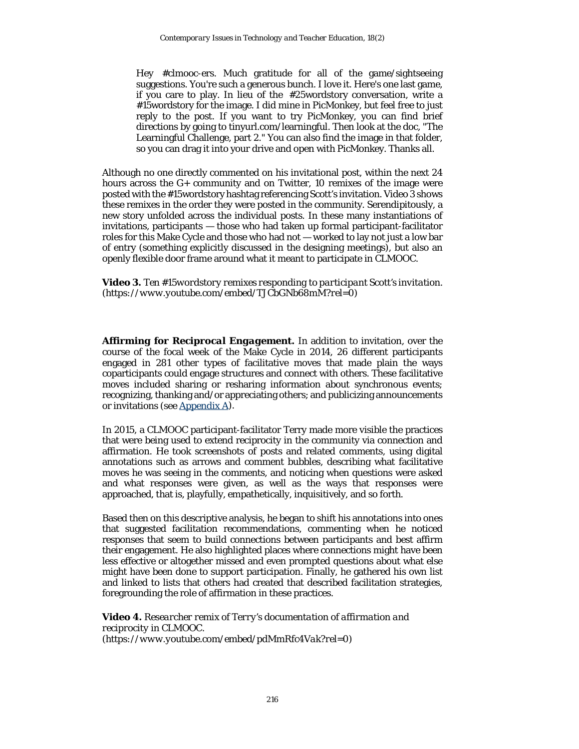> Hey #clmooc-ers. Much gratitude for all of the game/sightseeing suggestions. You're such a generous bunch. I love it. Here's one last game, if you care to play. In lieu of the #25wordstory conversation, write a #15wordstory for the image. I did mine in PicMonkey, but feel free to just reply to the post. If you want to try PicMonkey, you can find brief directions by going to tinyurl.com/learningful. Then look at the doc, "The Learningful Challenge, part 2." You can also find the image in that folder, so you can drag it into your drive and open with PicMonkey. Thanks all.

Although no one directly commented on his invitational post, within the next 24 hours across the G+ community and on Twitter, 10 remixes of the image were posted with the #15wordstory hashtag referencing Scott's invitation. Video 3 shows these remixes in the order they were posted in the community. Serendipitously, a new story unfolded across the individual posts. In these many instantiations of invitations, participants — those who had taken up formal participant-facilitator roles for this Make Cycle and those who had not — worked to lay not just a low bar of entry (something explicitly discussed in the designing meetings), but also an openly flexible door frame around what it meant to participate in CLMOOC.

**Video 3.** *Ten #15wordstory remixes responding to participant Scott's invitation.* (https://www.youtube.com/embed/TJCbGNb68mM?rel=0)

**Affirming for Reciprocal Engagement.** In addition to invitation, over the course of the focal week of the Make Cycle in 2014, 26 different participants engaged in 281 other types of facilitative moves that made plain the ways coparticipants could engage structures and connect with others. These facilitative moves included sharing or resharing information about synchronous events; recognizing, thanking and/or appreciating others; and publicizing announcements or invitations (see Appendix A).

In 2015, a CLMOOC participant-facilitator Terry made more visible the practices that were being used to extend reciprocity in the community via connection and affirmation. He took screenshots of posts and related comments, using digital annotations such as arrows and comment bubbles, describing what facilitative moves he was seeing in the comments, and noticing when questions were asked and what responses were given, as well as the ways that responses were approached, that is, playfully, empathetically, inquisitively, and so forth.

Based then on this descriptive analysis, he began to shift his annotations into ones that suggested facilitation recommendations, commenting when he noticed responses that seem to build connections between participants and best affirm their engagement. He also highlighted places where connections might have been less effective or altogether missed and even prompted questions about what else might have been done to support participation. Finally, he gathered his own list and linked to lists that others had created that described facilitation strategies, foregrounding the role of affirmation in these practices.

**Video 4.** *Researcher remix of Terry's documentation of affirmation and reciprocity in CLMOOC.* (https://www.youtube.com/embed/pdMmRfc4Vak?rel=0)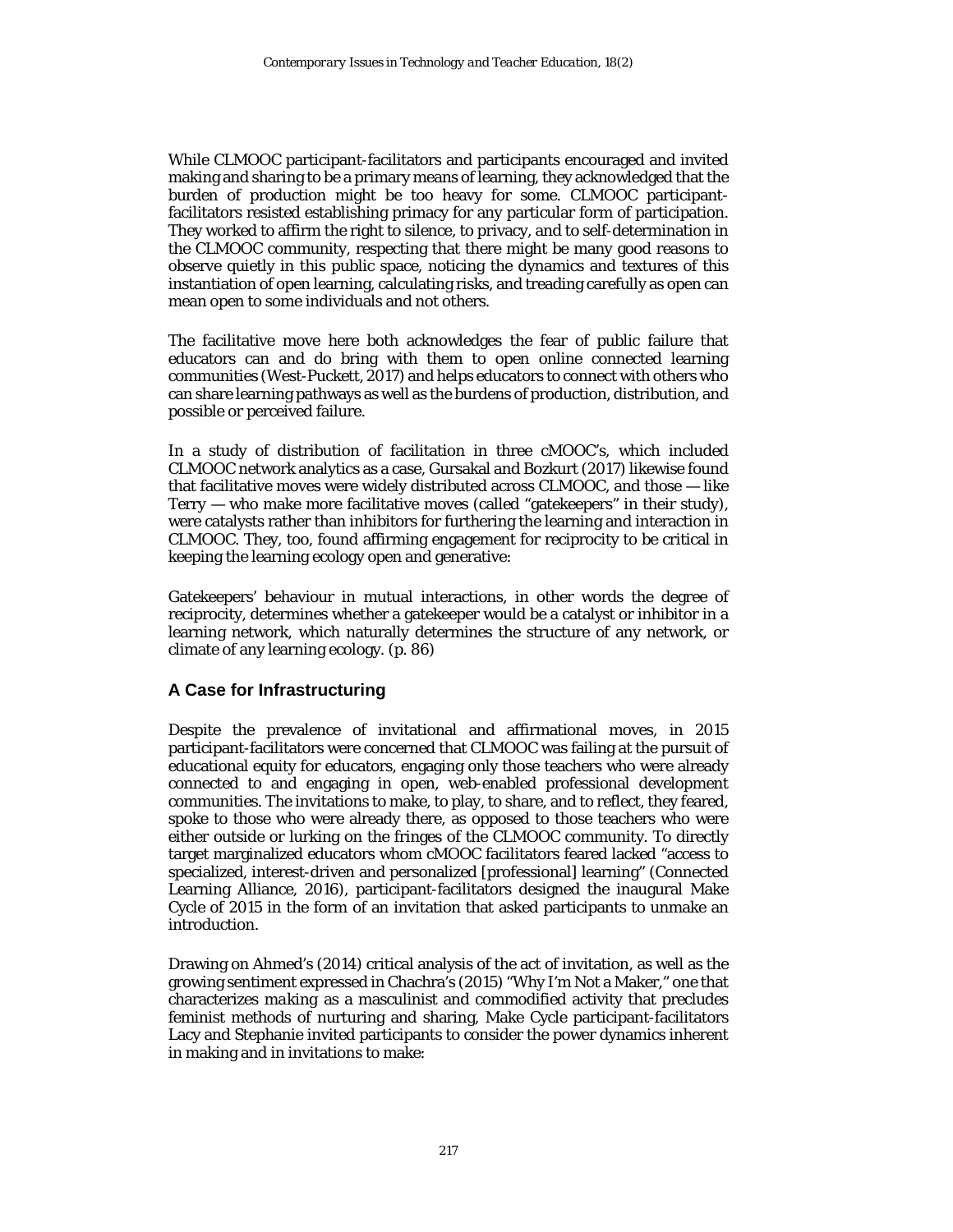While CLMOOC participant-facilitators and participants encouraged and invited making and sharing to be a primary means of learning, they acknowledged that the burden of production might be too heavy for some. CLMOOC participant-facilitators resisted establishing primacy for any particular form of participation. They worked to affirm the right to silence, to privacy, and to self-determination in the CLMOOC community, respecting that there might be many good reasons to observe quietly in this public space, noticing the dynamics and textures of this instantiation of open learning, calculating risks, and treading carefully as open can mean open to some individuals and not others.

The facilitative move here both acknowledges the fear of public failure that educators can and do bring with them to open online connected learning communities (West-Puckett, 2017) and helps educators to connect with others who can share learning pathways as well as the burdens of production, distribution, and possible or perceived failure.

In a study of distribution of facilitation in three cMOOC's, which included CLMOOC network analytics as a case, Gursakal and Bozkurt (2017) likewise found that facilitative moves were widely distributed across CLMOOC, and those — like Terry — who make more facilitative moves (called "gatekeepers" in their study), were catalysts rather than inhibitors for furthering the learning and interaction in CLMOOC. They, too, found affirming engagement for reciprocity to be critical in keeping the learning ecology open and generative:

Gatekeepers' behaviour in mutual interactions, in other words the degree of reciprocity, determines whether a gatekeeper would be a catalyst or inhibitor in a learning network, which naturally determines the structure of any network, or climate of any learning ecology. (p. 86)

## A Case for Infrastructuring

Despite the prevalence of invitational and affirmational moves, in 2015 participant-facilitators were concerned that CLMOOC was failing at the pursuit of educational equity for educators, engaging only those teachers who were already connected to and engaging in open, web-enabled professional development communities. The invitations to make, to play, to share, and to reflect, they feared, spoke to those who were already there, as opposed to those teachers who were either outside or lurking on the fringes of the CLMOOC community. To directly target marginalized educators whom cMOOC facilitators feared lacked "access to specialized, interest-driven and personalized [professional] learning" (Connected Learning Alliance, 2016), participant-facilitators designed the inaugural Make Cycle of 2015 in the form of an invitation that asked participants to unmake an introduction.

Drawing on Ahmed's (2014) critical analysis of the act of invitation, as well as the growing sentiment expressed in Chachra's (2015) "Why I'm Not a Maker," one that characterizes *making* as a masculinist and commodified activity that precludes feminist methods of nurturing and sharing, Make Cycle participant-facilitators Lacy and Stephanie invited participants to consider the power dynamics inherent in making and in invitations to make: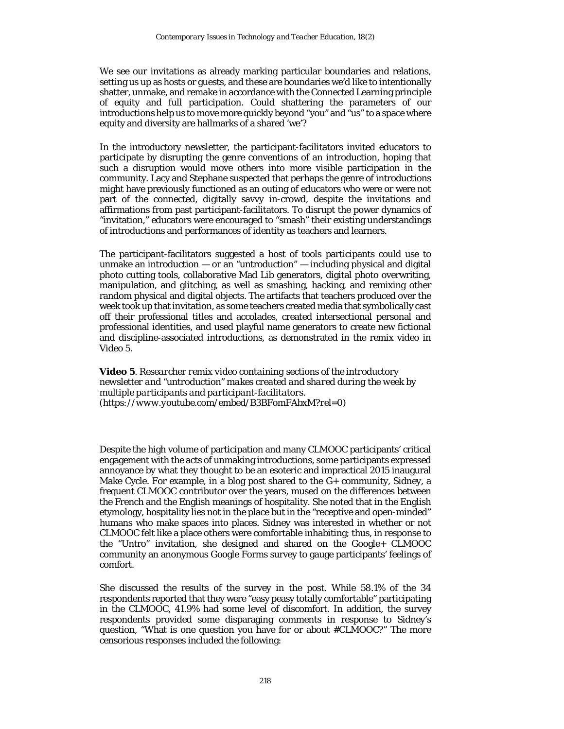We see our invitations as already marking particular boundaries and relations, setting us up as hosts or guests, and these are boundaries we'd like to intentionally shatter, unmake, and remake in accordance with the Connected Learning principle of equity and full participation. Could shattering the parameters of our introductions help us to move more quickly beyond "you" and "us" to a space where equity and diversity are hallmarks of a shared 'we'?

In the introductory newsletter, the participant-facilitators invited educators to participate by disrupting the genre conventions of an introduction, hoping that such a disruption would move others into more visible participation in the community. Lacy and Stephane suspected that perhaps the genre of introductions might have previously functioned as an outing of educators who were or were not part of the connected, digitally savvy in-crowd, despite the invitations and affirmations from past participant-facilitators. To disrupt the power dynamics of "invitation," educators were encouraged to "smash" their existing understandings of introductions and performances of identity as teachers and learners.

The participant-facilitators suggested a host of tools participants could use to unmake an introduction — or an "untroduction" — including physical and digital photo cutting tools, collaborative Mad Lib generators, digital photo overwriting, manipulation, and glitching, as well as smashing, hacking, and remixing other random physical and digital objects. The artifacts that teachers produced over the week took up that invitation, as some teachers created media that symbolically cast off their professional titles and accolades, created intersectional personal and professional identities, and used playful name generators to create new fictional and discipline-associated introductions, as demonstrated in the remix video in Video 5.

***Video 5***. *Researcher remix video containing sections of the introductory newsletter and "untroduction" makes created and shared during the week by multiple participants and participant-facilitators.*
(https://www.youtube.com/embed/B3BFomFAbxM?rel=0)

Despite the high volume of participation and many CLMOOC participants' critical engagement with the acts of unmaking introductions, some participants expressed annoyance by what they thought to be an esoteric and impractical 2015 inaugural Make Cycle. For example, in a blog post shared to the G+ community, Sidney, a frequent CLMOOC contributor over the years, mused on the differences between the French and the English meanings of hospitality. She noted that in the English etymology, hospitality lies not in the place but in the "receptive and open-minded" humans who make spaces into places. Sidney was interested in whether or not CLMOOC felt like a place others were comfortable inhabiting; thus, in response to the "Untro" invitation, she designed and shared on the Google+ CLMOOC community an anonymous Google Forms survey to gauge participants' feelings of comfort.

She discussed the results of the survey in the post. While 58.1% of the 34 respondents reported that they were "easy peasy totally comfortable" participating in the CLMOOC, 41.9% had some level of discomfort. In addition, the survey respondents provided some disparaging comments in response to Sidney's question, "What is one question you have for or about #CLMOOC?" The more censorious responses included the following: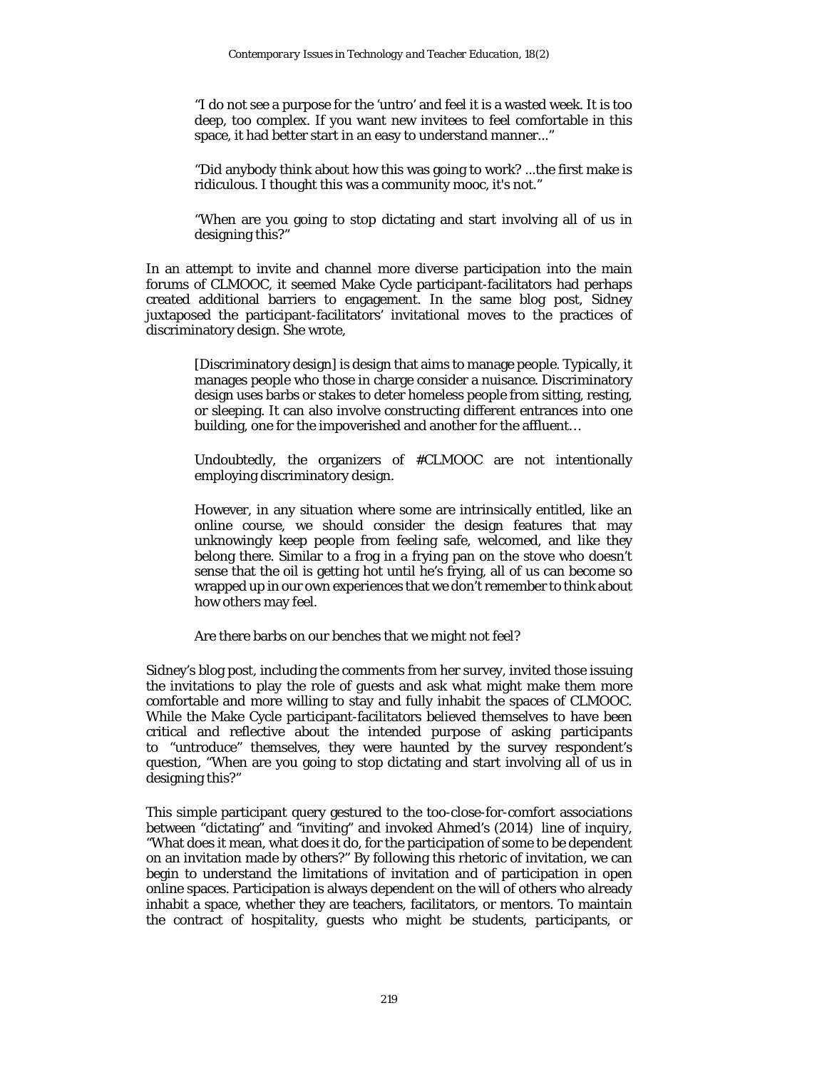> "I do not see a purpose for the 'untro' and feel it is a wasted week. It is too deep, too complex. If you want new invitees to feel comfortable in this space, it had better start in an easy to understand manner..."

> "Did anybody think about how this was going to work? ...the first make is ridiculous. I thought this was a community mooc, it's not."

> "When are you going to stop dictating and start involving all of us in designing this?"

In an attempt to invite and channel more diverse participation into the main forums of CLMOOC, it seemed Make Cycle participant-facilitators had perhaps created additional barriers to engagement. In the same blog post, Sidney juxtaposed the participant-facilitators' invitational moves to the practices of discriminatory design. She wrote,

> [Discriminatory design] is design that aims to manage people. Typically, it manages people who those in charge consider a nuisance. Discriminatory design uses barbs or stakes to deter homeless people from sitting, resting, or sleeping. It can also involve constructing different entrances into one building, one for the impoverished and another for the affluent…
>
> Undoubtedly, the organizers of #CLMOOC are not intentionally employing discriminatory design.
>
> However, in any situation where some are intrinsically entitled, like an online course, we should consider the design features that may unknowingly keep people from feeling safe, welcomed, and like they belong there. Similar to a frog in a frying pan on the stove who doesn't sense that the oil is getting hot until he's frying, all of us can become so wrapped up in our own experiences that we don't remember to think about how others may feel.
>
> Are there barbs on our benches that we might not feel?

Sidney's blog post, including the comments from her survey, invited those issuing the invitations to play the role of guests and ask what might make them more comfortable and more willing to stay and fully inhabit the spaces of CLMOOC. While the Make Cycle participant-facilitators believed themselves to have been critical and reflective about the intended purpose of asking participants to "untroduce" themselves, they were haunted by the survey respondent's question, "When are you going to stop dictating and start involving all of us in designing this?"

This simple participant query gestured to the too-close-for-comfort associations between "dictating" and "inviting" and invoked Ahmed's (2014) line of inquiry, "What does it mean, what does it do, for the participation of some to be dependent on an invitation made by others?" By following this rhetoric of invitation, we can begin to understand the limitations of invitation and of participation in open online spaces. Participation is always dependent on the will of others who already inhabit a space, whether they are teachers, facilitators, or mentors. To maintain the contract of hospitality, guests who might be students, participants, or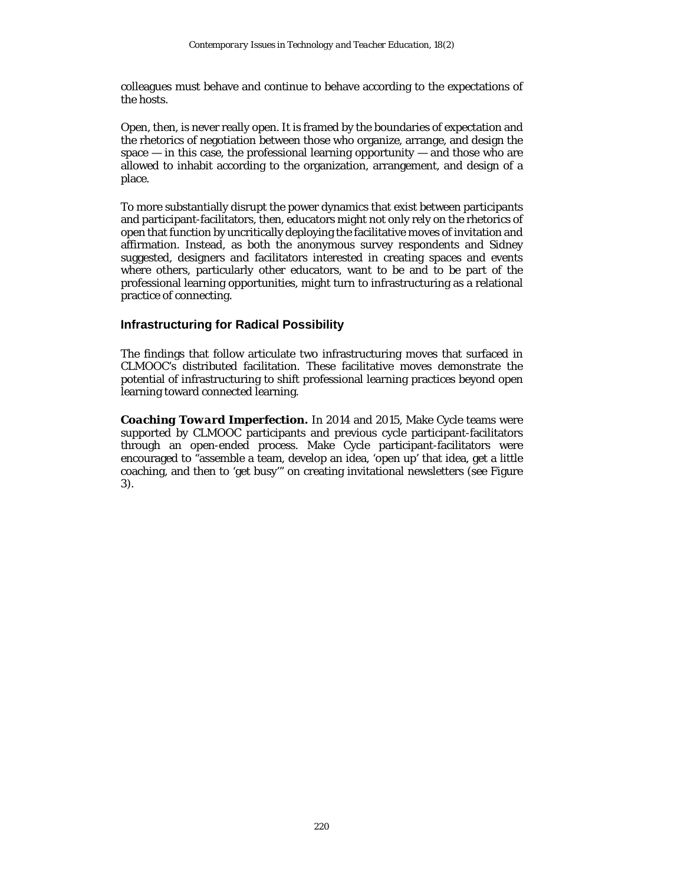colleagues must behave and continue to behave according to the expectations of the hosts.

Open, then, is never really open. It is framed by the boundaries of expectation and the rhetorics of negotiation between those who organize, arrange, and design the space — in this case, the professional learning opportunity — and those who are allowed to inhabit according to the organization, arrangement, and design of a place.

To more substantially disrupt the power dynamics that exist between participants and participant-facilitators, then, educators might not only rely on the rhetorics of open that function by uncritically deploying the facilitative moves of invitation and affirmation. Instead, as both the anonymous survey respondents and Sidney suggested, designers and facilitators interested in creating spaces and events where others, particularly other educators, want to be and to be part of the professional learning opportunities, might turn to infrastructuring as a relational practice of connecting.

## Infrastructuring for Radical Possibility

The findings that follow articulate two infrastructuring moves that surfaced in CLMOOC's distributed facilitation. These facilitative moves demonstrate the potential of infrastructuring to shift professional learning practices beyond open learning toward connected learning.

***Coaching Toward Imperfection.*** In 2014 and 2015, Make Cycle teams were supported by CLMOOC participants and previous cycle participant-facilitators through an open-ended process. Make Cycle participant-facilitators were encouraged to "assemble a team, develop an idea, 'open up' that idea, get a little coaching, and then to 'get busy'" on creating invitational newsletters (see Figure 3).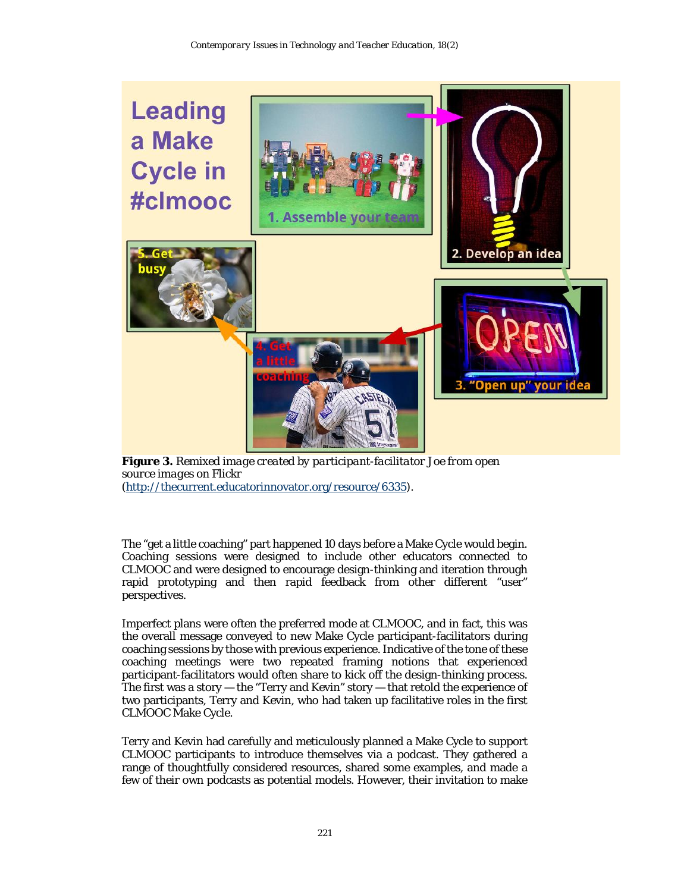**Figure 3.** *Remixed image created by participant-facilitator Joe from open source images on Flickr* (http://thecurrent.educatorinnovator.org/resource/6335).

The "get a little coaching" part happened 10 days before a Make Cycle would begin. Coaching sessions were designed to include other educators connected to CLMOOC and were designed to encourage design-thinking and iteration through rapid prototyping and then rapid feedback from other different "user" perspectives.

Imperfect plans were often the preferred mode at CLMOOC, and in fact, this was the overall message conveyed to new Make Cycle participant-facilitators during coaching sessions by those with previous experience. Indicative of the tone of these coaching meetings were two repeated framing notions that experienced participant-facilitators would often share to kick off the design-thinking process. The first was a story — the "Terry and Kevin" story — that retold the experience of two participants, Terry and Kevin, who had taken up facilitative roles in the first CLMOOC Make Cycle.

Terry and Kevin had carefully and meticulously planned a Make Cycle to support CLMOOC participants to introduce themselves via a podcast. They gathered a range of thoughtfully considered resources, shared some examples, and made a few of their own podcasts as potential models. However, their invitation to make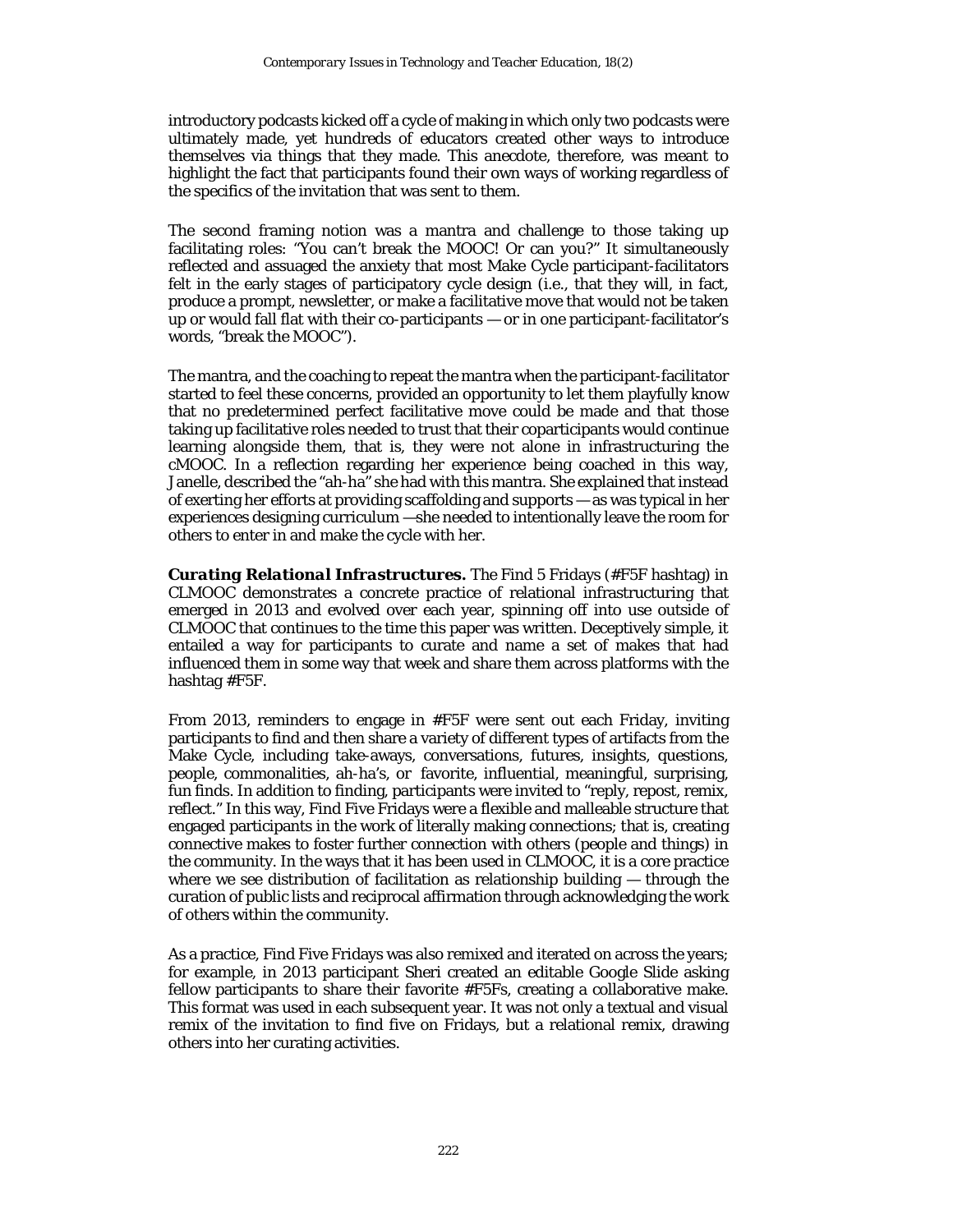introductory podcasts kicked off a cycle of making in which only two podcasts were ultimately made, yet hundreds of educators created other ways to introduce themselves via things that they made. This anecdote, therefore, was meant to highlight the fact that participants found their own ways of working regardless of the specifics of the invitation that was sent to them.

The second framing notion was a mantra and challenge to those taking up facilitating roles: "You can't break the MOOC! Or can you?" It simultaneously reflected and assuaged the anxiety that most Make Cycle participant-facilitators felt in the early stages of participatory cycle design (i.e., that they will, in fact, produce a prompt, newsletter, or make a facilitative move that would not be taken up or would fall flat with their co-participants — or in one participant-facilitator's words, "break the MOOC").

The mantra, and the coaching to repeat the mantra when the participant-facilitator started to feel these concerns, provided an opportunity to let them playfully know that no predetermined perfect facilitative move could be made and that those taking up facilitative roles needed to trust that their coparticipants would continue learning alongside them, that is, they were not alone in infrastructuring the cMOOC. In a reflection regarding her experience being coached in this way, Janelle, described the "ah-ha" she had with this mantra. She explained that instead of exerting her efforts at providing scaffolding and supports — as was typical in her experiences designing curriculum —she needed to intentionally leave the room for others to enter in and make the cycle with her.

***Curating Relational Infrastructures.*** The Find 5 Fridays (#F5F hashtag) in CLMOOC demonstrates a concrete practice of relational infrastructuring that emerged in 2013 and evolved over each year, spinning off into use outside of CLMOOC that continues to the time this paper was written. Deceptively simple, it entailed a way for participants to curate and name a set of makes that had influenced them in some way that week and share them across platforms with the hashtag #F5F.

From 2013, reminders to engage in #F5F were sent out each Friday, inviting participants to find and then share a variety of different types of artifacts from the Make Cycle, including take-aways, conversations, futures, insights, questions, people, commonalities, ah-ha's, or favorite, influential, meaningful, surprising, fun finds. In addition to finding, participants were invited to "reply, repost, remix, reflect." In this way, Find Five Fridays were a flexible and malleable structure that engaged participants in the work of literally making connections; that is, creating connective makes to foster further connection with others (people and things) in the community. In the ways that it has been used in CLMOOC, it is a core practice where we see distribution of facilitation as relationship building — through the curation of public lists and reciprocal affirmation through acknowledging the work of others within the community.

As a practice, Find Five Fridays was also remixed and iterated on across the years; for example, in 2013 participant Sheri created an editable Google Slide asking fellow participants to share their favorite #F5Fs, creating a collaborative make. This format was used in each subsequent year. It was not only a textual and visual remix of the invitation to find five on Fridays, but a relational remix, drawing others into her curating activities.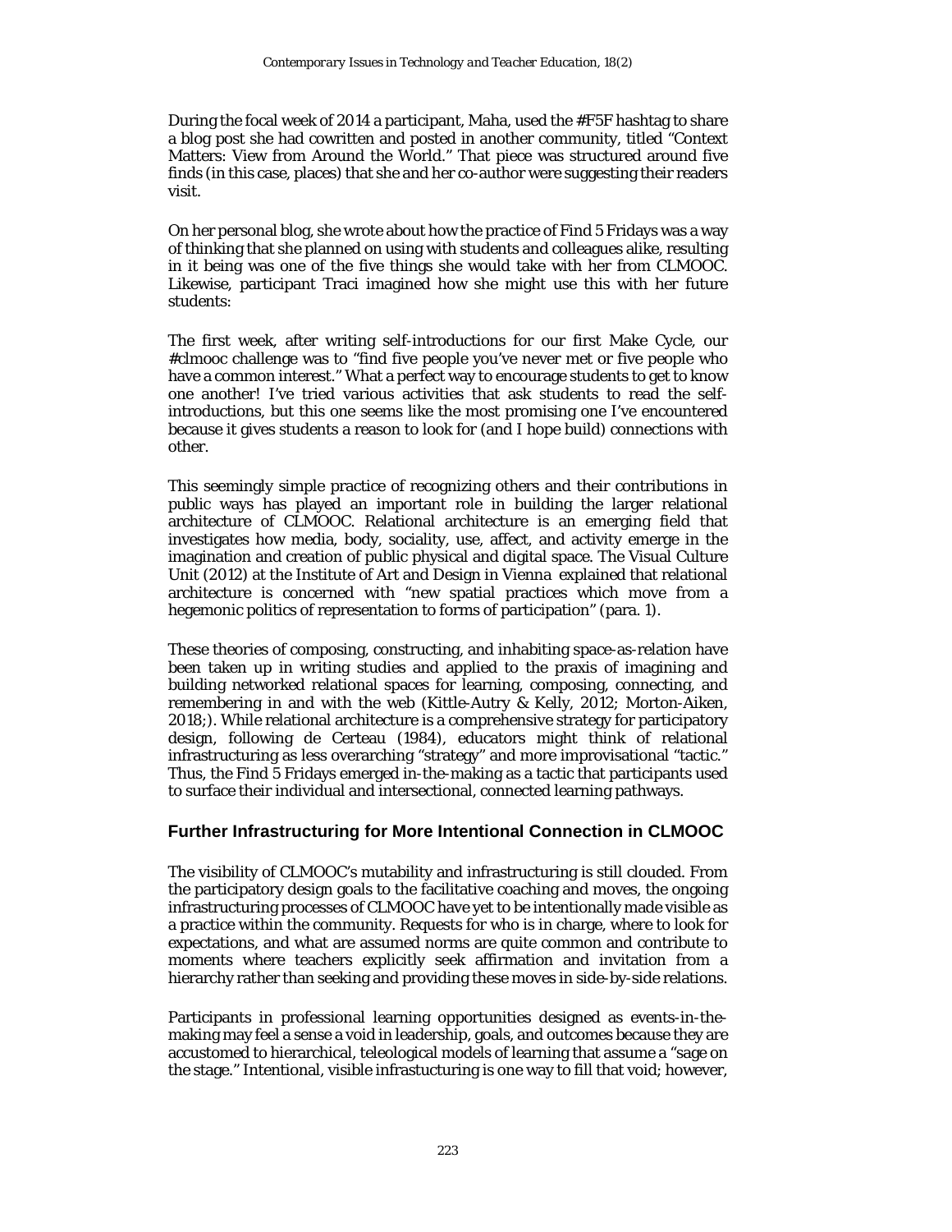During the focal week of 2014 a participant, Maha, used the #F5F hashtag to share a blog post she had cowritten and posted in another community, titled "Context Matters: View from Around the World." That piece was structured around five finds (in this case, places) that she and her co-author were suggesting their readers visit.

On her personal blog, she wrote about how the practice of Find 5 Fridays was a way of thinking that she planned on using with students and colleagues alike, resulting in it being was one of the five things she would take with her from CLMOOC. Likewise, participant Traci imagined how she might use this with her future students:

The first week, after writing self-introductions for our first Make Cycle, our #clmooc challenge was to "find five people you've never met or five people who have a common interest." What a perfect way to encourage students to get to know one another! I've tried various activities that ask students to read the self-introductions, but this one seems like the most promising one I've encountered because it gives students a reason to look for (and I hope build) connections with other.

This seemingly simple practice of recognizing others and their contributions in public ways has played an important role in building the larger relational architecture of CLMOOC. Relational architecture is an emerging field that investigates how media, body, sociality, use, affect, and activity emerge in the imagination and creation of public physical and digital space. The Visual Culture Unit (2012) at the Institute of Art and Design in Vienna explained that relational architecture is concerned with "new spatial practices which move from a hegemonic politics of representation to forms of participation" (para. 1).

These theories of composing, constructing, and inhabiting space-as-relation have been taken up in writing studies and applied to the praxis of imagining and building networked relational spaces for learning, composing, connecting, and remembering in and with the web (Kittle-Autry & Kelly, 2012; Morton-Aiken, 2018;). While relational architecture is a comprehensive strategy for participatory design, following de Certeau (1984), educators might think of relational infrastructuring as less overarching "strategy" and more improvisational "tactic." Thus, the Find 5 Fridays emerged in-the-making as a tactic that participants used to surface their individual and intersectional, connected learning pathways.

## Further Infrastructuring for More Intentional Connection in CLMOOC

The visibility of CLMOOC's mutability and infrastructuring is still clouded. From the participatory design goals to the facilitative coaching and moves, the ongoing infrastructuring processes of CLMOOC have yet to be intentionally made visible as a practice within the community. Requests for who is in charge, where to look for expectations, and what are assumed norms are quite common and contribute to moments where teachers explicitly seek affirmation and invitation from a hierarchy rather than seeking and providing these moves in side-by-side relations.

Participants in professional learning opportunities designed as events-in-the-making may feel a sense a void in leadership, goals, and outcomes because they are accustomed to hierarchical, teleological models of learning that assume a "sage on the stage." Intentional, visible infrastucturing is one way to fill that void; however,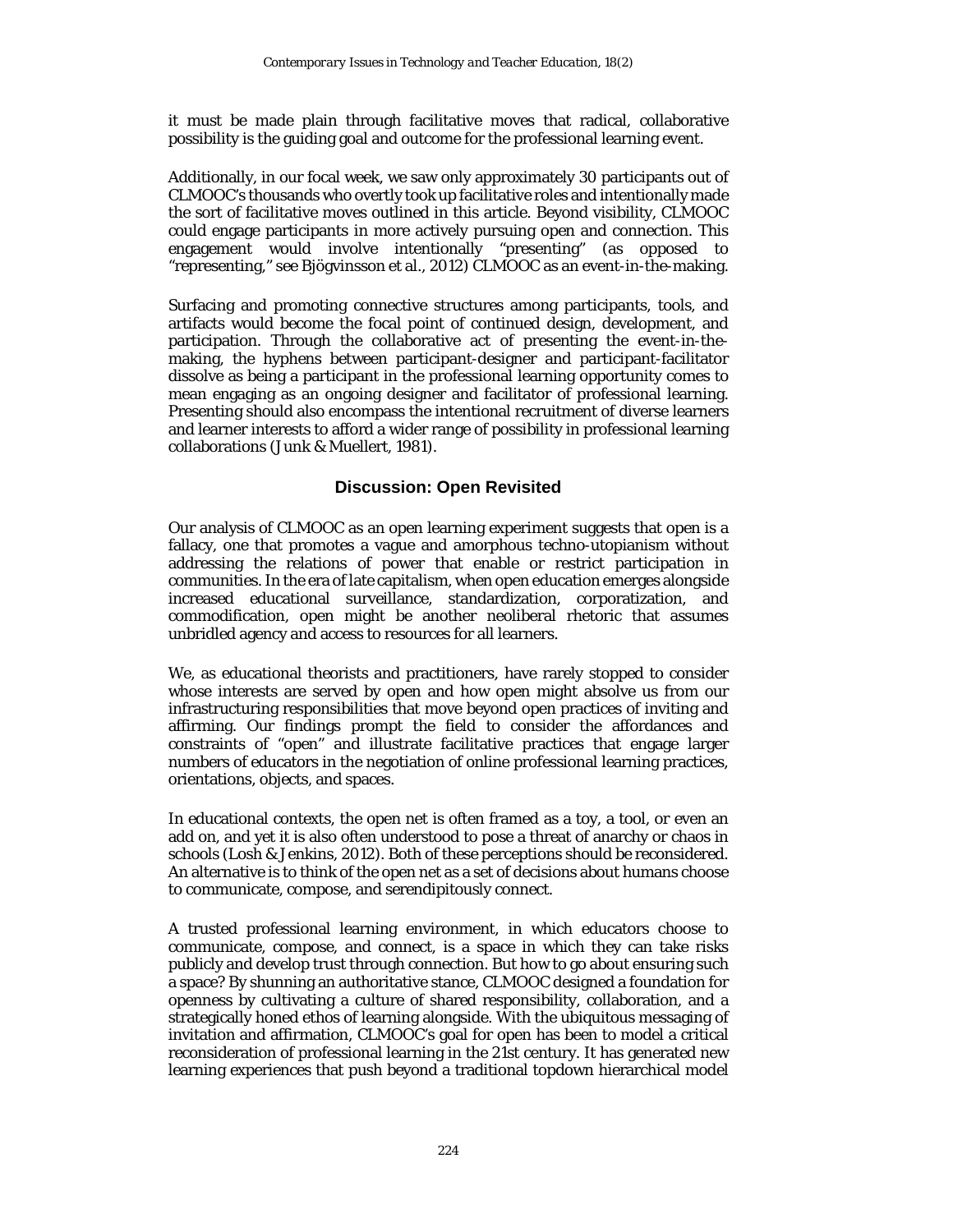it must be made plain through facilitative moves that radical, collaborative possibility is the guiding goal and outcome for the professional learning event.

Additionally, in our focal week, we saw only approximately 30 participants out of CLMOOC's thousands who overtly took up facilitative roles and intentionally made the sort of facilitative moves outlined in this article. Beyond visibility, CLMOOC could engage participants in more actively pursuing open and connection. This engagement would involve intentionally "presenting" (as opposed to "representing," see Bjögvinsson et al., 2012) CLMOOC as an event-in-the-making.

Surfacing and promoting connective structures among participants, tools, and artifacts would become the focal point of continued design, development, and participation. Through the collaborative act of presenting the event-in-the-making, the hyphens between participant-designer and participant-facilitator dissolve as being a participant in the professional learning opportunity comes to mean engaging as an ongoing designer and facilitator of professional learning. Presenting should also encompass the intentional recruitment of diverse learners and learner interests to afford a wider range of possibility in professional learning collaborations (Junk & Muellert, 1981).

## Discussion: Open Revisited

Our analysis of CLMOOC as an open learning experiment suggests that open is a fallacy, one that promotes a vague and amorphous techno-utopianism without addressing the relations of power that enable or restrict participation in communities. In the era of late capitalism, when open education emerges alongside increased educational surveillance, standardization, corporatization, and commodification, open might be another neoliberal rhetoric that assumes unbridled agency and access to resources for all learners.

We, as educational theorists and practitioners, have rarely stopped to consider whose interests are served by open and how open might absolve us from our infrastructuring responsibilities that move beyond open practices of inviting and affirming. Our findings prompt the field to consider the affordances and constraints of "open" and illustrate facilitative practices that engage larger numbers of educators in the negotiation of online professional learning practices, orientations, objects, and spaces.

In educational contexts, the open net is often framed as a toy, a tool, or even an add on, and yet it is also often understood to pose a threat of anarchy or chaos in schools (Losh & Jenkins, 2012). Both of these perceptions should be reconsidered. An alternative is to think of the open net as a set of decisions about humans choose to communicate, compose, and serendipitously connect.

A trusted professional learning environment, in which educators choose to communicate, compose, and connect, is a space in which they can take risks publicly and develop trust through connection. But how to go about ensuring such a space? By shunning an authoritative stance, CLMOOC designed a foundation for openness by cultivating a culture of shared responsibility, collaboration, and a strategically honed ethos of learning alongside. With the ubiquitous messaging of invitation and affirmation, CLMOOC's goal for open has been to model a critical reconsideration of professional learning in the 21st century. It has generated new learning experiences that push beyond a traditional topdown hierarchical model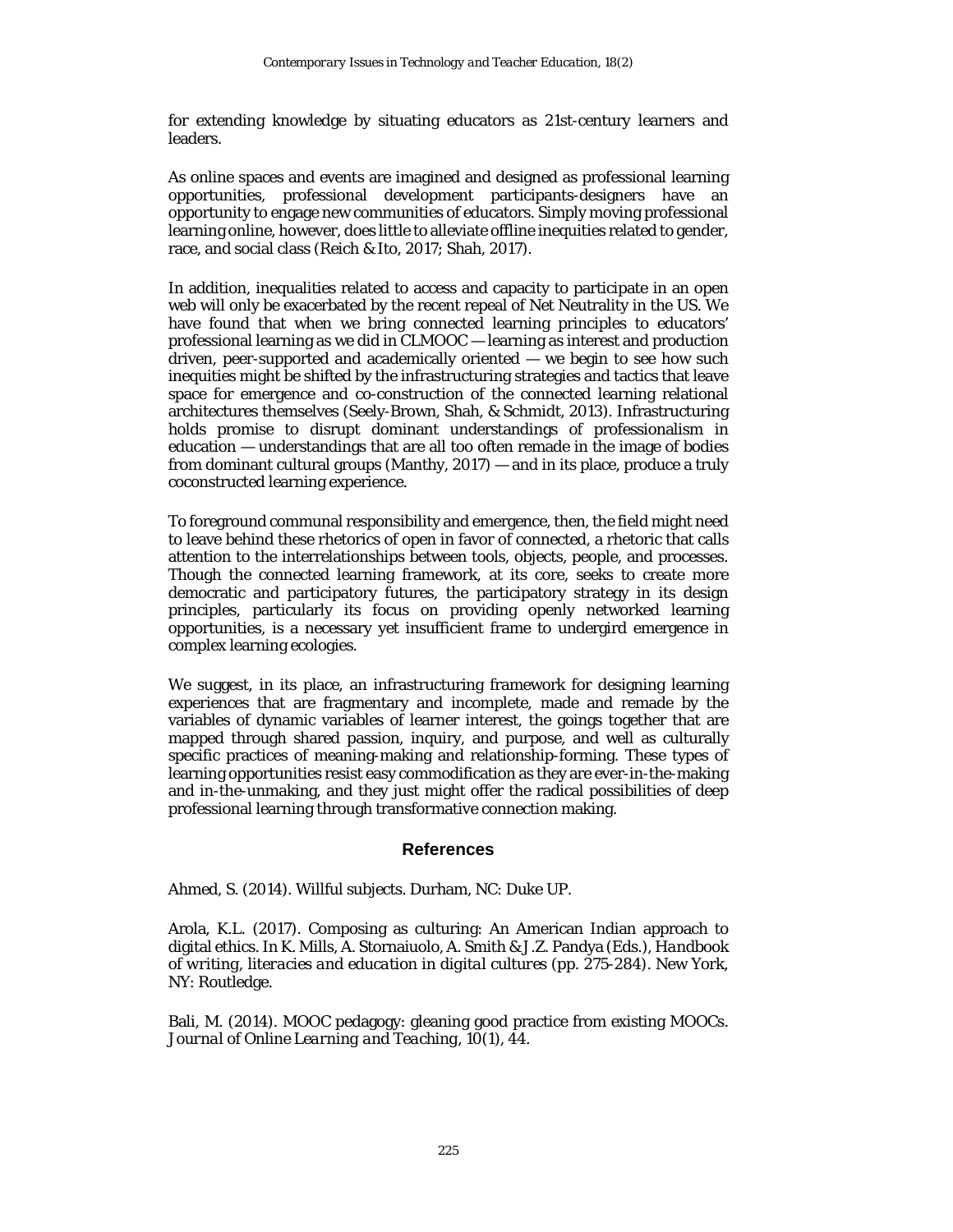for extending knowledge by situating educators as 21st-century learners and leaders.

As online spaces and events are imagined and designed as professional learning opportunities, professional development participants-designers have an opportunity to engage new communities of educators. Simply moving professional learning online, however, does little to alleviate offline inequities related to gender, race, and social class (Reich & Ito, 2017; Shah, 2017).

In addition, inequalities related to access and capacity to participate in an open web will only be exacerbated by the recent repeal of Net Neutrality in the US. We have found that when we bring connected learning principles to educators' professional learning as we did in CLMOOC — learning as interest and production driven, peer-supported and academically oriented — we begin to see how such inequities might be shifted by the infrastructuring strategies and tactics that leave space for emergence and co-construction of the connected learning relational architectures themselves (Seely-Brown, Shah, & Schmidt, 2013). Infrastructuring holds promise to disrupt dominant understandings of professionalism in education — understandings that are all too often remade in the image of bodies from dominant cultural groups (Manthy, 2017) — and in its place, produce a truly coconstructed learning experience.

To foreground communal responsibility and emergence, then, the field might need to leave behind these rhetorics of open in favor of connected, a rhetoric that calls attention to the interrelationships between tools, objects, people, and processes. Though the connected learning framework, at its core, seeks to create more democratic and participatory futures, the participatory strategy in its design principles, particularly its focus on providing openly networked learning opportunities, is a necessary yet insufficient frame to undergird emergence in complex learning ecologies.

We suggest, in its place, an infrastructuring framework for designing learning experiences that are fragmentary and incomplete, made and remade by the variables of dynamic variables of learner interest, the goings together that are mapped through shared passion, inquiry, and purpose, and well as culturally specific practices of meaning-making and relationship-forming. These types of learning opportunities resist easy commodification as they are ever-in-the-making and in-the-unmaking, and they just might offer the radical possibilities of deep professional learning through transformative connection making.

## References

Ahmed, S. (2014). Willful subjects. Durham, NC: Duke UP.

Arola, K.L. (2017). Composing as culturing: An American Indian approach to digital ethics. In K. Mills, A. Stornaiuolo, A. Smith & J.Z. Pandya (Eds.), *Handbook of writing, literacies and education in digital cultures* (pp. 275-284). New York, NY: Routledge.

Bali, M. (2014). MOOC pedagogy: gleaning good practice from existing MOOCs. *Journal of Online Learning and Teaching, 10*(1), 44.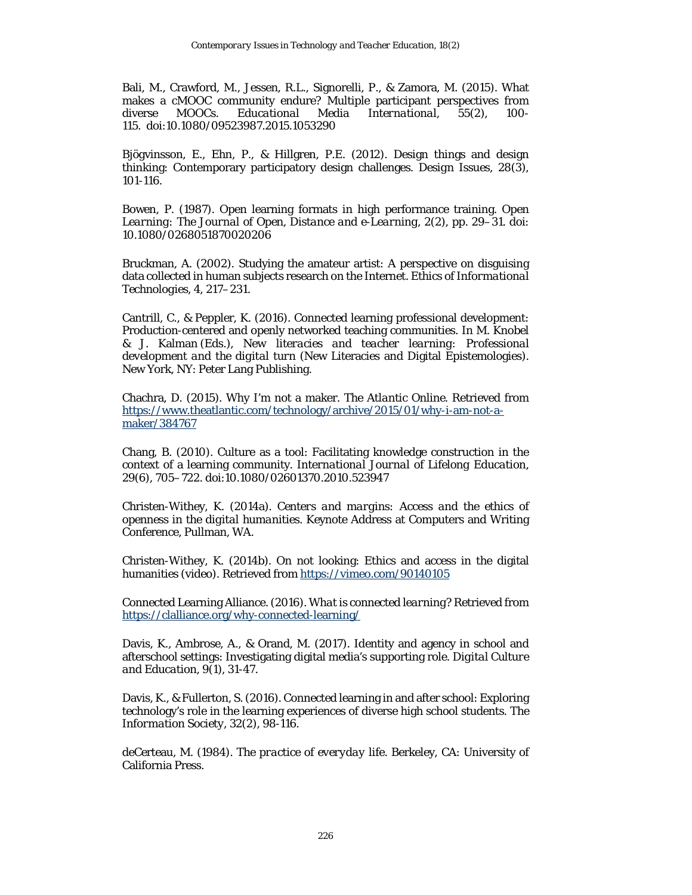Bali, M., Crawford, M., Jessen, R.L., Signorelli, P., & Zamora, M. (2015). What makes a cMOOC community endure? Multiple participant perspectives from diverse MOOCs. *Educational Media International*, 55(2), 100-115. doi:10.1080/09523987.2015.1053290

Bjögvinsson, E., Ehn, P., & Hillgren, P.E. (2012). Design things and design thinking: Contemporary participatory design challenges. Design Issues, 28(3), 101-116.

Bowen, P. (1987). Open learning formats in high performance training. *Open Learning: The Journal of Open, Distance and e-Learning*, 2(2), pp. 29–31. doi: 10.1080/0268051870020206

Bruckman, A. (2002). Studying the amateur artist: A perspective on disguising data collected in human subjects research on the Internet. Ethics of *Informational* Technologies, 4, 217–231.

Cantrill, C., & Peppler, K. (2016). Connected learning professional development: Production-centered and openly networked teaching communities. In M. Knobel & J. Kalman (Eds.), *New literacies and teacher learning: Professional development and the digital turn* (New Literacies and Digital Epistemologies). New York, NY: Peter Lang Publishing.

Chachra, D. (2015). Why I'm not a maker. *The Atlantic Online*. Retrieved from https://www.theatlantic.com/technology/archive/2015/01/why-i-am-not-a-maker/384767

Chang, B. (2010). Culture as a tool: Facilitating knowledge construction in the context of a learning community. *International Journal of Lifelong Education*, 29(6), 705–722. doi:10.1080/02601370.2010.523947

Christen-Withey, K. (2014a). *Centers and margins: Access and the ethics of openness in the digital humanities.* Keynote Address at Computers and Writing Conference, Pullman, WA.

Christen-Withey, K. (2014b). On not looking: Ethics and access in the digital humanities (video). Retrieved from https://vimeo.com/90140105

Connected Learning Alliance. (2016). *What is connected learning?* Retrieved from https://clalliance.org/why-connected-learning/

Davis, K., Ambrose, A., & Orand, M. (2017). Identity and agency in school and afterschool settings: Investigating digital media's supporting role. *Digital Culture and Education*, 9(1), 31-47.

Davis, K., & Fullerton, S. (2016). Connected learning in and after school: Exploring technology's role in the learning experiences of diverse high school students. *The Information Society*, 32(2), 98-116.

deCerteau, M. (1984). *The practice of everyday life*. Berkeley, CA: University of California Press.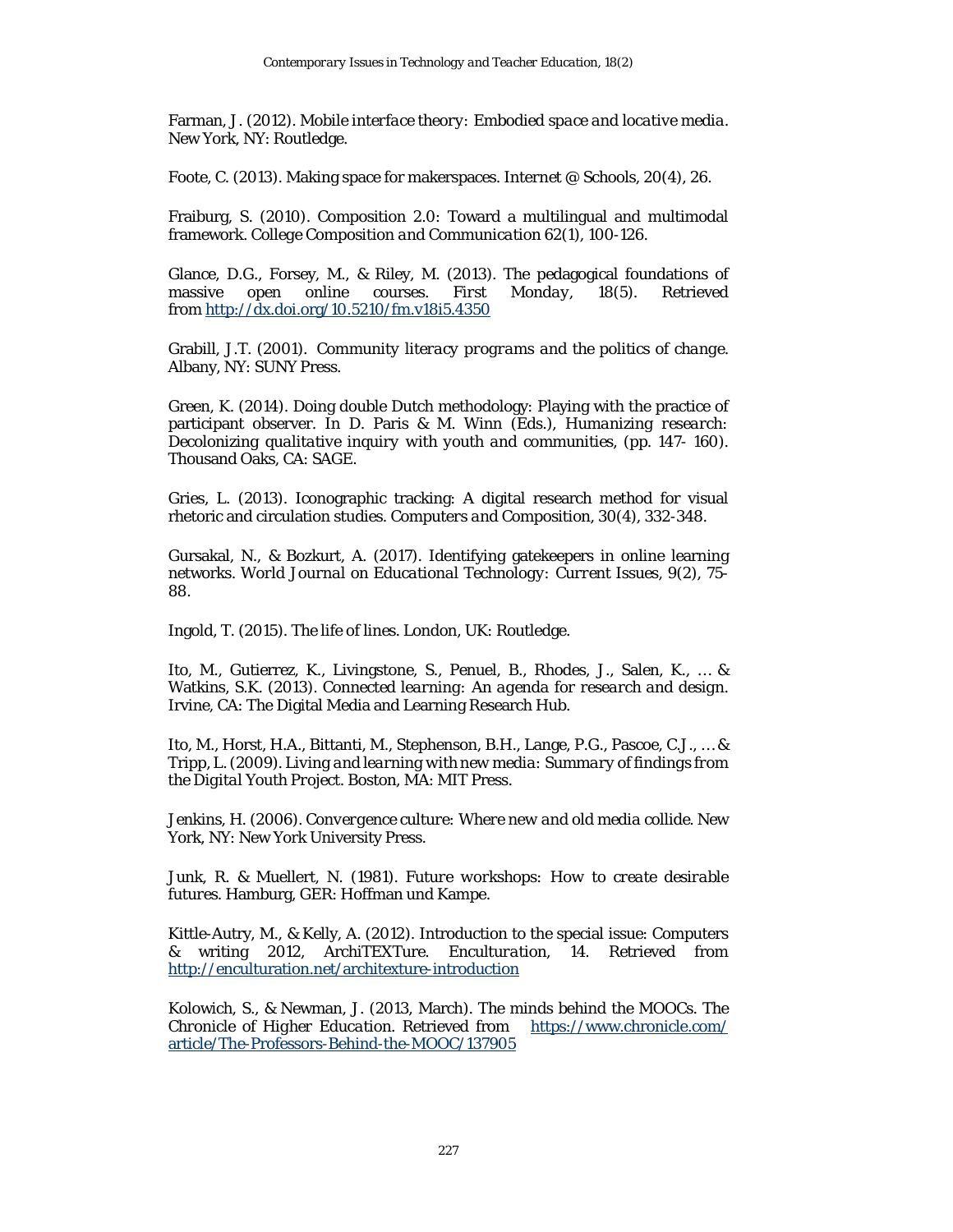Farman, J. (2012). *Mobile interface theory: Embodied space and locative media*. New York, NY: Routledge.

Foote, C. (2013). Making space for makerspaces. *Internet @ Schools, 20*(4), 26.

Fraiburg, S. (2010). Composition 2.0: Toward a multilingual and multimodal framework. *College Composition and Communication 62*(1), 100-126.

Glance, D.G., Forsey, M., & Riley, M. (2013). The pedagogical foundations of massive open online courses. *First Monday, 18*(5). Retrieved from http://dx.doi.org/10.5210/fm.v18i5.4350

Grabill, J.T. (2001). *Community literacy programs and the politics of change*. Albany, NY: SUNY Press.

Green, K. (2014). Doing double Dutch methodology: Playing with the practice of participant observer. In D. Paris & M. Winn (Eds.), *Humanizing research: Decolonizing qualitative inquiry with youth and communities*, (pp. 147- 160). Thousand Oaks, CA: SAGE.

Gries, L. (2013). Iconographic tracking: A digital research method for visual rhetoric and circulation studies. *Computers and Composition, 30*(4), 332-348.

Gursakal, N., & Bozkurt, A. (2017). Identifying gatekeepers in online learning networks. *World Journal on Educational Technology: Current Issues, 9*(2), 75-88.

Ingold, T. (2015). *The life of lines*. London, UK: Routledge.

Ito, M., Gutierrez, K., Livingstone, S., Penuel, B., Rhodes, J., Salen, K., … & Watkins, S.K. (2013). *Connected learning: An agenda for research and design*. Irvine, CA: The Digital Media and Learning Research Hub.

Ito, M., Horst, H.A., Bittanti, M., Stephenson, B.H., Lange, P.G., Pascoe, C.J., … & Tripp, L. (2009). *Living and learning with new media: Summary of findings from the Digital Youth Project*. Boston, MA: MIT Press.

Jenkins, H. (2006). *Convergence culture: Where new and old media collide*. New York, NY: New York University Press.

Junk, R. & Muellert, N. (1981). *Future workshops: How to create desirable futures*. Hamburg, GER: Hoffman und Kampe.

Kittle-Autry, M., & Kelly, A. (2012). Introduction to the special issue: Computers & writing 2012, ArchiTEXTure. *Enculturation*, 14. Retrieved from http://enculturation.net/architexture-introduction

Kolowich, S., & Newman, J. (2013, March). The minds behind the MOOCs. *The Chronicle of Higher Education*. Retrieved from https://www.chronicle.com/article/The-Professors-Behind-the-MOOC/137905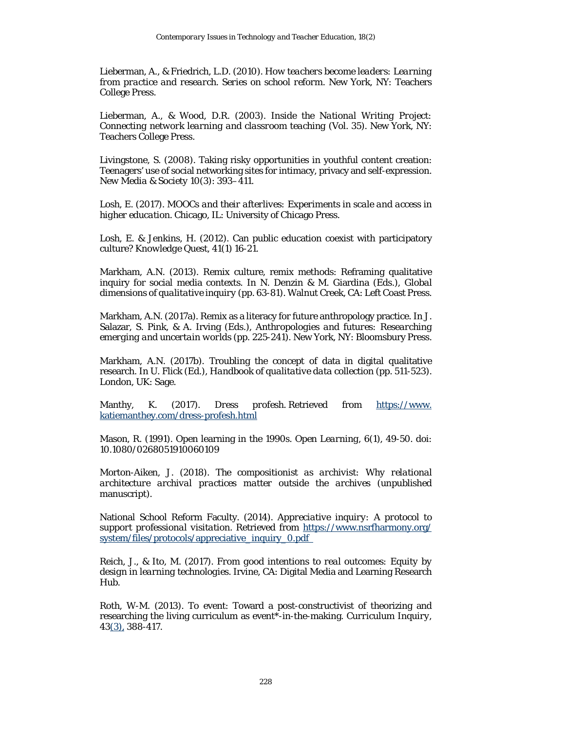Lieberman, A., & Friedrich, L.D. (2010). *How teachers become leaders: Learning from practice and research*. Series on school reform. New York, NY: Teachers College Press.

Lieberman, A., & Wood, D.R. (2003). *Inside the National Writing Project: Connecting network learning and classroom teaching* (Vol. 35). New York, NY: Teachers College Press.

Livingstone, S. (2008). Taking risky opportunities in youthful content creation: Teenagers' use of social networking sites for intimacy, privacy and self-expression. *New Media & Society* 10(3): 393–411.

Losh, E. (2017). *MOOCs and their afterlives: Experiments in scale and access in higher education*. Chicago, IL: University of Chicago Press.

Losh, E. & Jenkins, H. (2012). Can public education coexist with participatory culture? *Knowledge Quest*, 41(1) 16-21.

Markham, A.N. (2013). Remix culture, remix methods: Reframing qualitative inquiry for social media contexts. In N. Denzin & M. Giardina (Eds.), *Global dimensions of qualitative inquiry* (pp. 63-81). Walnut Creek, CA: Left Coast Press.

Markham, A.N. (2017a). Remix as a literacy for future anthropology practice. In J. Salazar, S. Pink, & A. Irving (Eds.), *Anthropologies and futures: Researching emerging and uncertain worlds* (pp. 225-241). New York, NY: Bloomsbury Press.

Markham, A.N. (2017b). Troubling the concept of data in digital qualitative research. In U. Flick (Ed.), *Handbook of qualitative data collection* (pp. 511-523). London, UK: Sage.

Manthy, K. (2017). *Dress profesh*. Retrieved from [https://www.katiemanthey.com/dress-profesh.html](https://www.katiemanthey.com/dress-profesh.html)

Mason, R. (1991). Open learning in the 1990s. *Open Learning*, 6(1), 49-50. doi: 10.1080/0268051910060109

Morton-Aiken, J. (2018). *The compositionist as archivist: Why relational architecture archival practices matter outside the archives* (unpublished manuscript).

National School Reform Faculty. (2014). *Appreciative inquiry: A protocol to support professional visitation*. Retrieved from [https://www.nsrfharmony.org/system/files/protocols/appreciative_inquiry_0.pdf](https://www.nsrfharmony.org/system/files/protocols/appreciative_inquiry_0.pdf)

Reich, J., & Ito, M. (2017). *From good intentions to real outcomes: Equity by design in learning technologies*. Irvine, CA: Digital Media and Learning Research Hub.

Roth, W-M. (2013). To event: Toward a post-constructivist of theorizing and researching the living curriculum as event*-in-the-making. *Curriculum Inquiry*, 43(3), 388-417.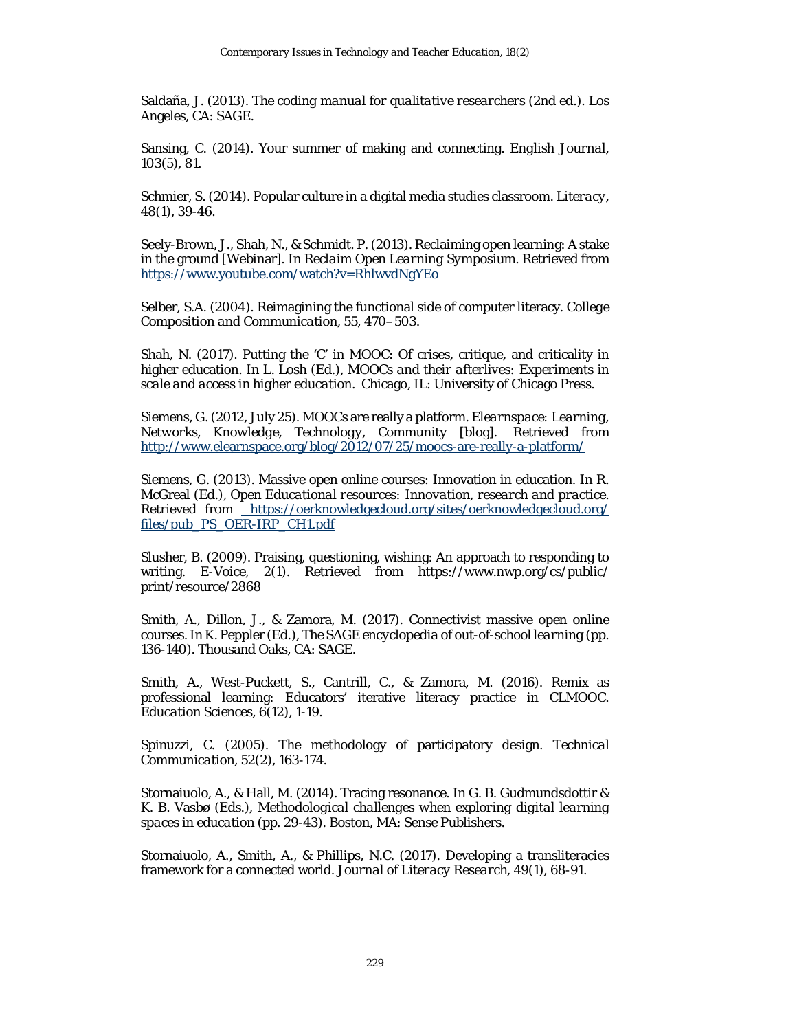Saldaña, J. (2013). *The coding manual for qualitative researchers* (2nd ed.). Los Angeles, CA: SAGE.

Sansing, C. (2014). Your summer of making and connecting. *English Journal, 103*(5), 81.

Schmier, S. (2014). Popular culture in a digital media studies classroom. *Literacy, 48*(1), 39-46.

Seely-Brown, J., Shah, N., & Schmidt. P. (2013). Reclaiming open learning: A stake in the ground [Webinar]. In *Reclaim Open Learning Symposium*. Retrieved from https://www.youtube.com/watch?v=RhlwvdNgYEo

Selber, S.A. (2004). Reimagining the functional side of computer literacy. *College Composition and Communication, 55*, 470–503.

Shah, N. (2017). Putting the 'C' in MOOC: Of crises, critique, and criticality in higher education. In L. Losh (Ed.), *MOOCs and their afterlives: Experiments in scale and access in higher education*. Chicago, IL: University of Chicago Press.

Siemens, G. (2012, July 25). MOOCs are really a platform. *Elearnspace: Learning, Networks, Knowledge, Technology, Community* [blog]. Retrieved from http://www.elearnspace.org/blog/2012/07/25/moocs-are-really-a-platform/

Siemens, G. (2013). Massive open online courses: Innovation in education. In R. McGreal (Ed.), *Open Educational resources: Innovation, research and practice*. Retrieved from https://oerknowledgecloud.org/sites/oerknowledgecloud.org/files/pub_PS_OER-IRP_CH1.pdf

Slusher, B. (2009). Praising, questioning, wishing: An approach to responding to writing. *E-Voice, 2*(1). Retrieved from https://www.nwp.org/cs/public/print/resource/2868

Smith, A., Dillon, J., & Zamora, M. (2017). Connectivist massive open online courses. In K. Peppler (Ed.), *The SAGE encyclopedia of out-of-school learning* (pp. 136-140). Thousand Oaks, CA: SAGE.

Smith, A., West-Puckett, S., Cantrill, C., & Zamora, M. (2016). Remix as professional learning: Educators' iterative literacy practice in CLMOOC. *Education Sciences, 6*(12), 1-19.

Spinuzzi, C. (2005). The methodology of participatory design. *Technical Communication, 52*(2), 163-174.

Stornaiuolo, A., & Hall, M. (2014). Tracing resonance. In G. B. Gudmundsdottir & K. B. Vasbø (Eds.), *Methodological challenges when exploring digital learning spaces in education* (pp. 29-43). Boston, MA: Sense Publishers.

Stornaiuolo, A., Smith, A., & Phillips, N.C. (2017). Developing a transliteracies framework for a connected world. *Journal of Literacy Research, 49*(1), 68-91.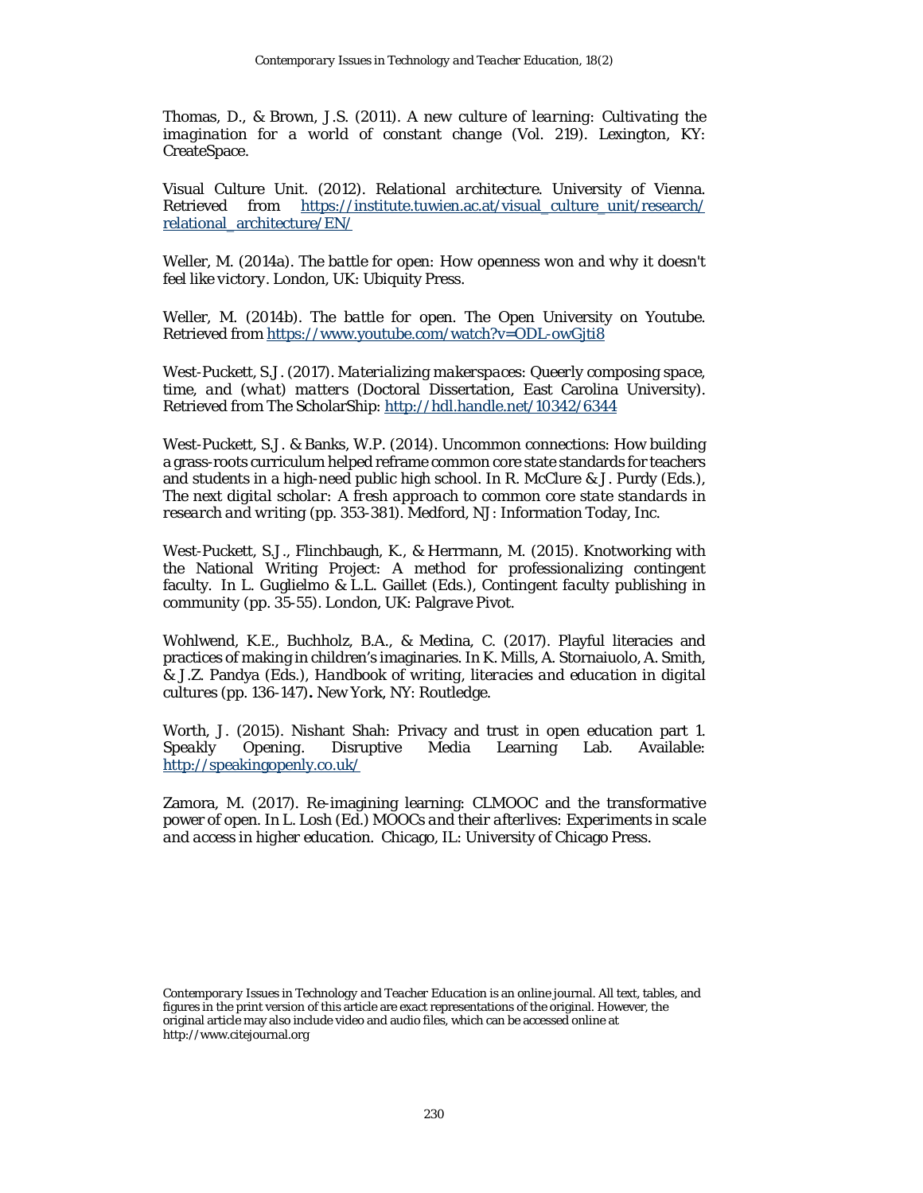Thomas, D., & Brown, J.S. (2011). *A new culture of learning: Cultivating the imagination for a world of constant change* (Vol. 219). Lexington, KY: CreateSpace.

Visual Culture Unit. (2012). *Relational architecture*. University of Vienna. Retrieved from https://institute.tuwien.ac.at/visual_culture_unit/research/relational_architecture/EN/

Weller, M. (2014a). *The battle for open: How openness won and why it doesn't feel like victory*. London, UK: Ubiquity Press.

Weller, M. (2014b). *The battle for open*. The Open University on Youtube. Retrieved from https://www.youtube.com/watch?v=ODL-owGjti8

West-Puckett, S.J. (2017). *Materializing makerspaces: Queerly composing space, time, and (what) matters* (Doctoral Dissertation, East Carolina University). Retrieved from The ScholarShip: http://hdl.handle.net/10342/6344

West-Puckett, S.J. & Banks, W.P. (2014). Uncommon connections: How building a grass-roots curriculum helped reframe common core state standards for teachers and students in a high-need public high school. In R. McClure & J. Purdy (Eds.), *The next digital scholar: A fresh approach to common core state standards in research and writing* (pp. 353-381). Medford, NJ: Information Today, Inc.

West-Puckett, S.J., Flinchbaugh, K., & Herrmann, M. (2015). Knotworking with the National Writing Project: A method for professionalizing contingent faculty. In L. Guglielmo & L.L. Gaillet (Eds.), *Contingent faculty publishing in community* (pp. 35-55). London, UK: Palgrave Pivot.

Wohlwend, K.E., Buchholz, B.A., & Medina, C. (2017). Playful literacies and practices of making in children's imaginaries. In K. Mills, A. Stornaiuolo, A. Smith, & J.Z. Pandya (Eds.), *Handbook of writing, literacies and education in digital cultures* (pp. 136-147)**.** New York, NY: Routledge.

Worth, J. (2015). Nishant Shah: Privacy and trust in open education part 1. *Speakly Opening*. Disruptive Media Learning Lab. Available: http://speakingopenly.co.uk/

Zamora, M. (2017). Re-imagining learning: CLMOOC and the transformative power of open. In L. Losh (Ed.) *MOOCs and their afterlives: Experiments in scale and access in higher education*. Chicago, IL: University of Chicago Press.

*Contemporary Issues in Technology and Teacher Education* is an online journal. All text, tables, and figures in the print version of this article are exact representations of the original. However, the original article may also include video and audio files, which can be accessed online at http://www.citejournal.org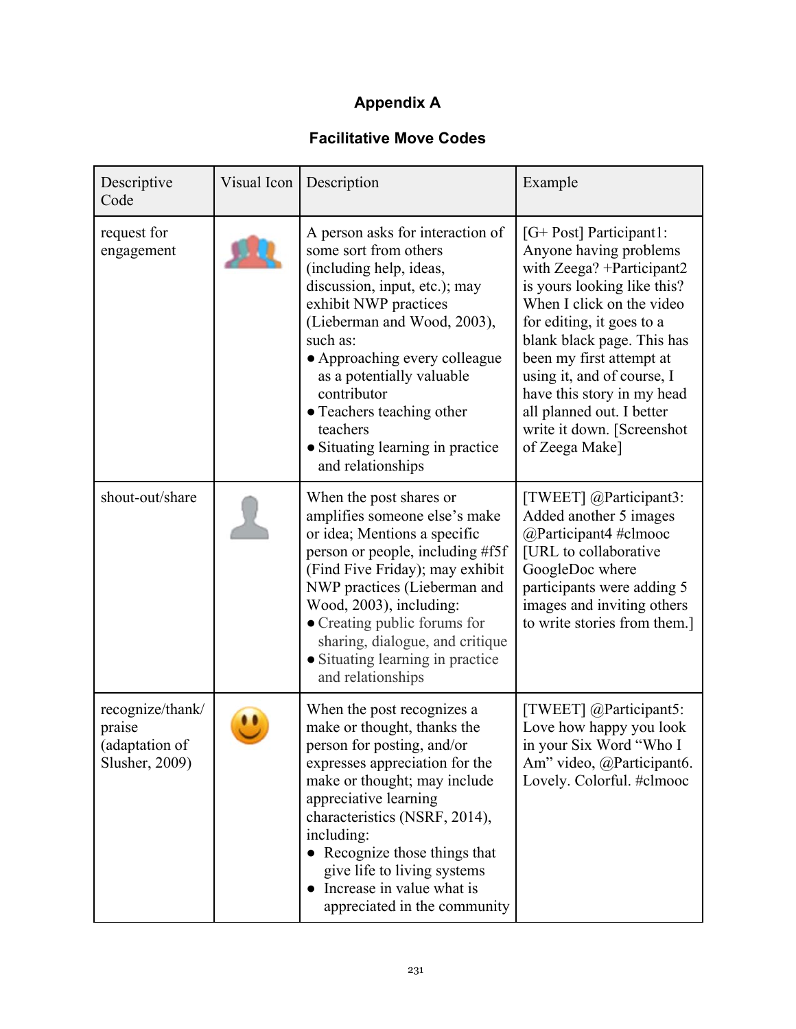## Appendix A

### Facilitative Move Codes

| Descriptive Code | Visual Icon | Description | Example |
|---|---|---|---|
| request for engagement | | A person asks for interaction of some sort from others (including help, ideas, discussion, input, etc.); may exhibit NWP practices (Lieberman and Wood, 2003), such as: <br>• Approaching every colleague as a potentially valuable contributor <br>• Teachers teaching other teachers <br>• Situating learning in practice and relationships | [G+ Post] Participant1: Anyone having problems with Zeega? +Participant2 is yours looking like this? When I click on the video for editing, it goes to a blank black page. This has been my first attempt at using it, and of course, I have this story in my head all planned out. I better write it down. [Screenshot of Zeega Make] |
| shout-out/share | | When the post shares or amplifies someone else's make or idea; Mentions a specific person or people, including #f5f (Find Five Friday); may exhibit NWP practices (Lieberman and Wood, 2003), including: <br>• Creating public forums for sharing, dialogue, and critique <br>• Situating learning in practice and relationships | [TWEET] @Participant3: Added another 5 images @Participant4 #clmooc [URL to collaborative GoogleDoc where participants were adding 5 images and inviting others to write stories from them.] |
| recognize/thank/praise (adaptation of Slusher, 2009) | | When the post recognizes a make or thought, thanks the person for posting, and/or expresses appreciation for the make or thought; may include appreciative learning characteristics (NSRF, 2014), including: <br>• Recognize those things that give life to living systems <br>• Increase in value what is appreciated in the community | [TWEET] @Participant5: Love how happy you look in your Six Word "Who I Am" video, @Participant6. Lovely. Colorful. #clmooc |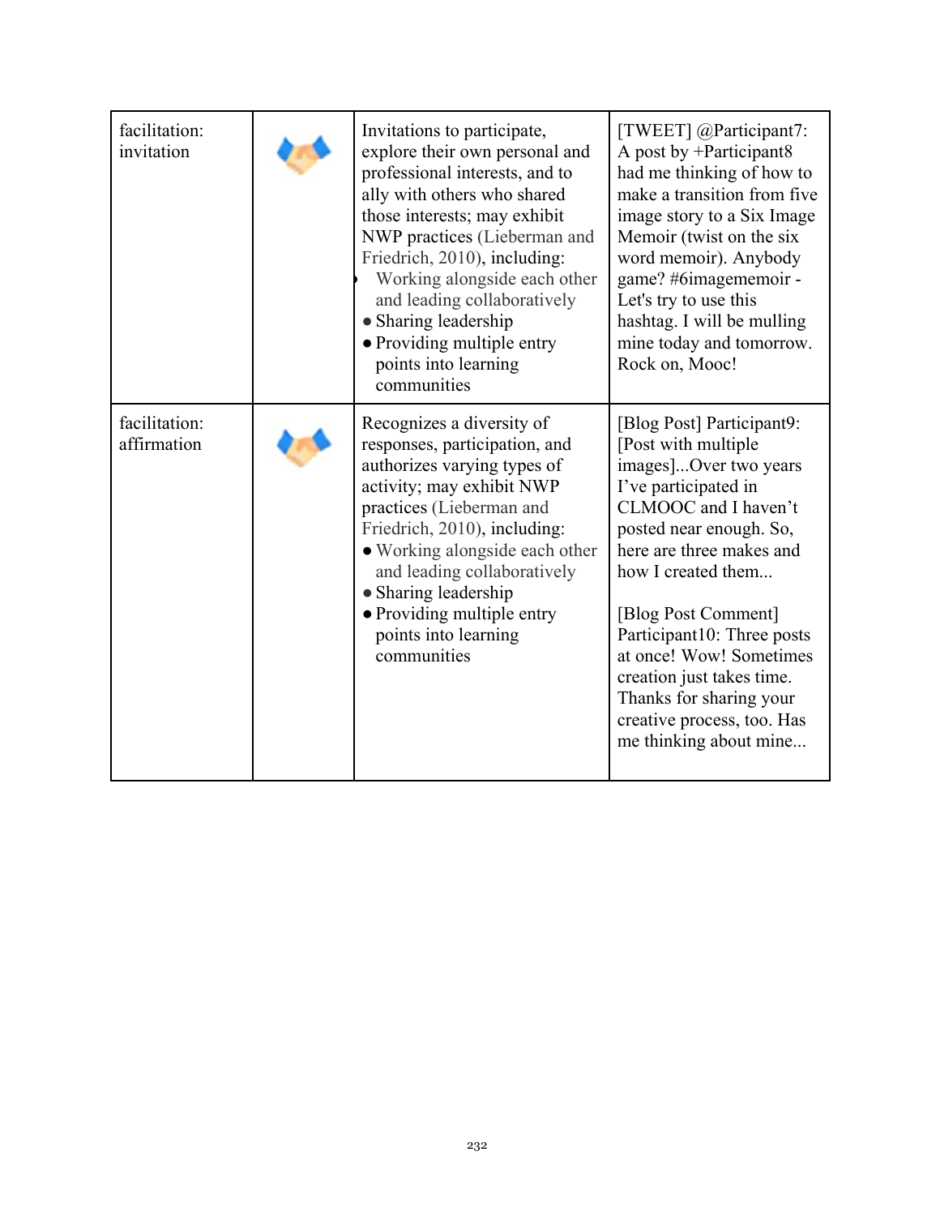| | | | |
|---|---|---|---|
| facilitation: invitation | | Invitations to participate, explore their own personal and professional interests, and to ally with others who shared those interests; may exhibit NWP practices (Lieberman and Friedrich, 2010), including: <br>• Working alongside each other and leading collaboratively <br>• Sharing leadership <br>• Providing multiple entry points into learning communities | [TWEET] @Participant7: A post by +Participant8 had me thinking of how to make a transition from five image story to a Six Image Memoir (twist on the six word memoir). Anybody game? #6imagememoir - Let's try to use this hashtag. I will be mulling mine today and tomorrow. Rock on, Mooc! |
| facilitation: affirmation | | Recognizes a diversity of responses, participation, and authorizes varying types of activity; may exhibit NWP practices (Lieberman and Friedrich, 2010), including: <br>• Working alongside each other and leading collaboratively <br>• Sharing leadership <br>• Providing multiple entry points into learning communities | [Blog Post] Participant9: [Post with multiple images]...Over two years I've participated in CLMOOC and I haven't posted near enough. So, here are three makes and how I created them... <br><br>[Blog Post Comment] Participant10: Three posts at once! Wow! Sometimes creation just takes time. Thanks for sharing your creative process, too. Has me thinking about mine... |